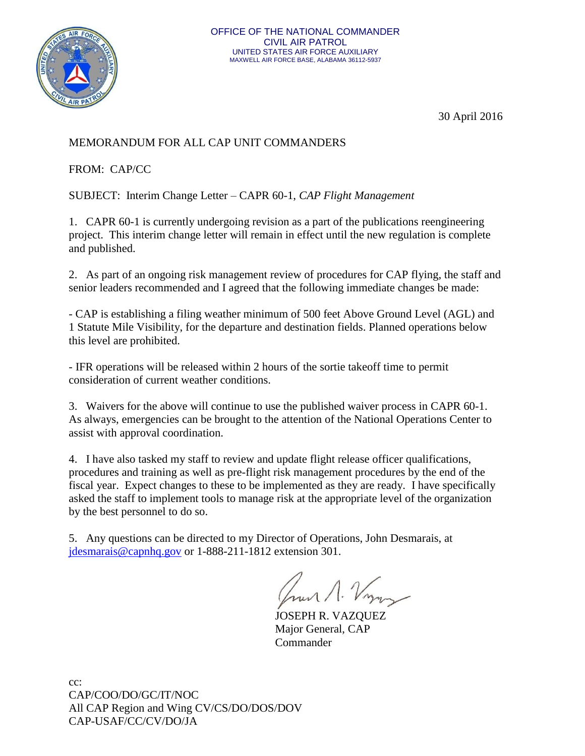OFFICE OF THE NATIONAL COMMANDER
CIVIL AIR PATROL
UNITED STATES AIR FORCE AUXILIARY
MAXWELL AIR FORCE BASE, ALABAMA 36112-5937

30 April 2016

MEMORANDUM FOR ALL CAP UNIT COMMANDERS

FROM: CAP/CC

SUBJECT: Interim Change Letter – CAPR 60-1, *CAP Flight Management*

1. CAPR 60-1 is currently undergoing revision as a part of the publications reengineering project. This interim change letter will remain in effect until the new regulation is complete and published.

2. As part of an ongoing risk management review of procedures for CAP flying, the staff and senior leaders recommended and I agreed that the following immediate changes be made:

- CAP is establishing a filing weather minimum of 500 feet Above Ground Level (AGL) and 1 Statute Mile Visibility, for the departure and destination fields. Planned operations below this level are prohibited.

- IFR operations will be released within 2 hours of the sortie takeoff time to permit consideration of current weather conditions.

3. Waivers for the above will continue to use the published waiver process in CAPR 60-1. As always, emergencies can be brought to the attention of the National Operations Center to assist with approval coordination.

4. I have also tasked my staff to review and update flight release officer qualifications, procedures and training as well as pre-flight risk management procedures by the end of the fiscal year. Expect changes to these to be implemented as they are ready. I have specifically asked the staff to implement tools to manage risk at the appropriate level of the organization by the best personnel to do so.

5. Any questions can be directed to my Director of Operations, John Desmarais, at jdesmarais@capnhq.gov or 1-888-211-1812 extension 301.

JOSEPH R. VAZQUEZ
Major General, CAP
Commander

cc:
CAP/COO/DO/GC/IT/NOC
All CAP Region and Wing CV/CS/DO/DOS/DOV
CAP-USAF/CC/CV/DO/JA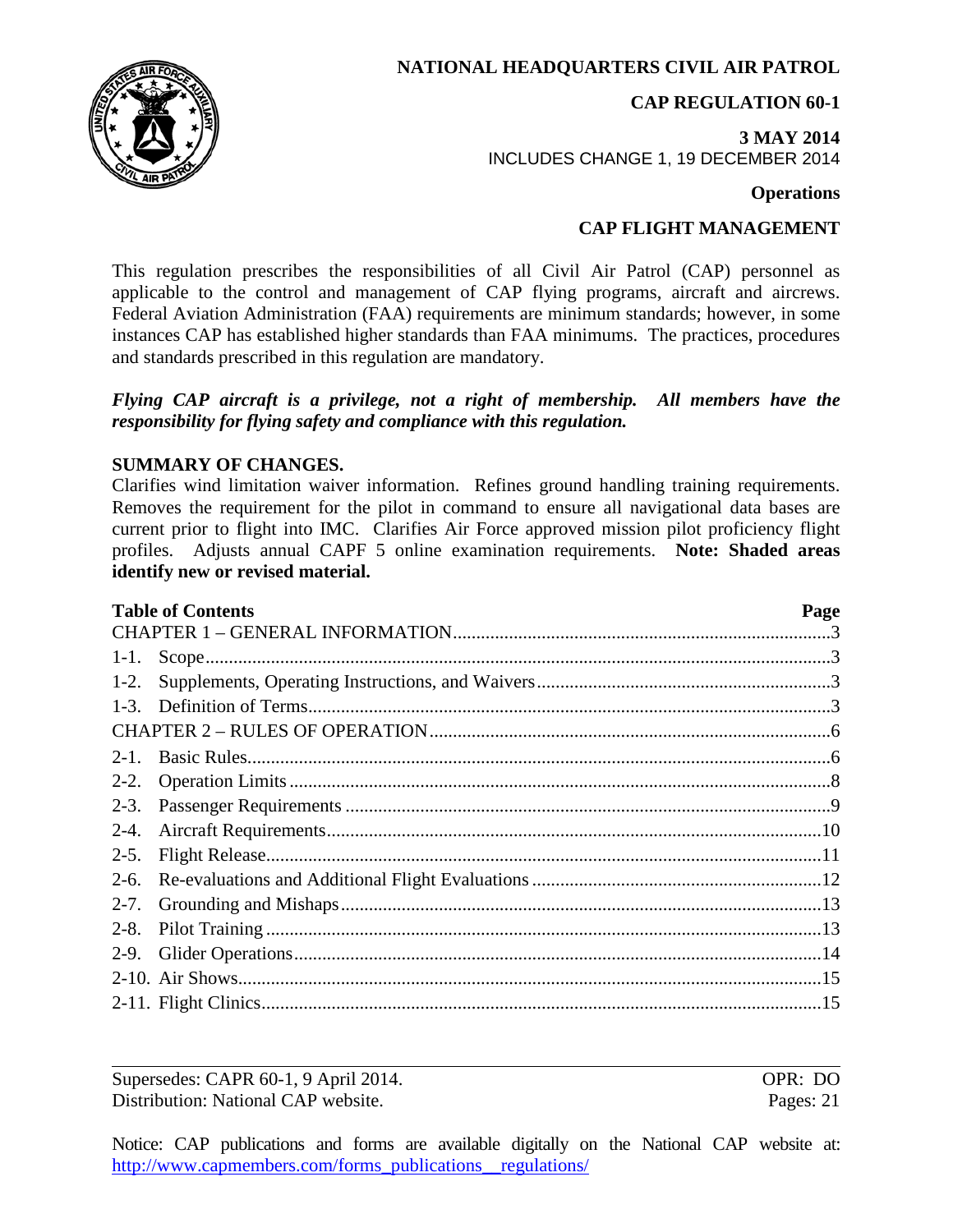**NATIONAL HEADQUARTERS CIVIL AIR PATROL**

**CAP REGULATION 60-1**

**3 MAY 2014**
INCLUDES CHANGE 1, 19 DECEMBER 2014

**Operations**

**CAP FLIGHT MANAGEMENT**

This regulation prescribes the responsibilities of all Civil Air Patrol (CAP) personnel as applicable to the control and management of CAP flying programs, aircraft and aircrews. Federal Aviation Administration (FAA) requirements are minimum standards; however, in some instances CAP has established higher standards than FAA minimums. The practices, procedures and standards prescribed in this regulation are mandatory.

***Flying CAP aircraft is a privilege, not a right of membership. All members have the responsibility for flying safety and compliance with this regulation.***

**SUMMARY OF CHANGES.**
Clarifies wind limitation waiver information. Refines ground handling training requirements. Removes the requirement for the pilot in command to ensure all navigational data bases are current prior to flight into IMC. Clarifies Air Force approved mission pilot proficiency flight profiles. Adjusts annual CAPF 5 online examination requirements. **Note: Shaded areas identify new or revised material.**

| **Table of Contents** | **Page** |
|---|---|
| CHAPTER 1 – GENERAL INFORMATION | 3 |
| 1-1. Scope | 3 |
| 1-2. Supplements, Operating Instructions, and Waivers | 3 |
| 1-3. Definition of Terms | 3 |
| CHAPTER 2 – RULES OF OPERATION | 6 |
| 2-1. Basic Rules | 6 |
| 2-2. Operation Limits | 8 |
| 2-3. Passenger Requirements | 9 |
| 2-4. Aircraft Requirements | 10 |
| 2-5. Flight Release | 11 |
| 2-6. Re-evaluations and Additional Flight Evaluations | 12 |
| 2-7. Grounding and Mishaps | 13 |
| 2-8. Pilot Training | 13 |
| 2-9. Glider Operations | 14 |
| 2-10. Air Shows | 15 |
| 2-11. Flight Clinics | 15 |

Supersedes: CAPR 60-1, 9 April 2014. OPR: DO
Distribution: National CAP website. Pages: 21

Notice: CAP publications and forms are available digitally on the National CAP website at: http://www.capmembers.com/forms_publications__regulations/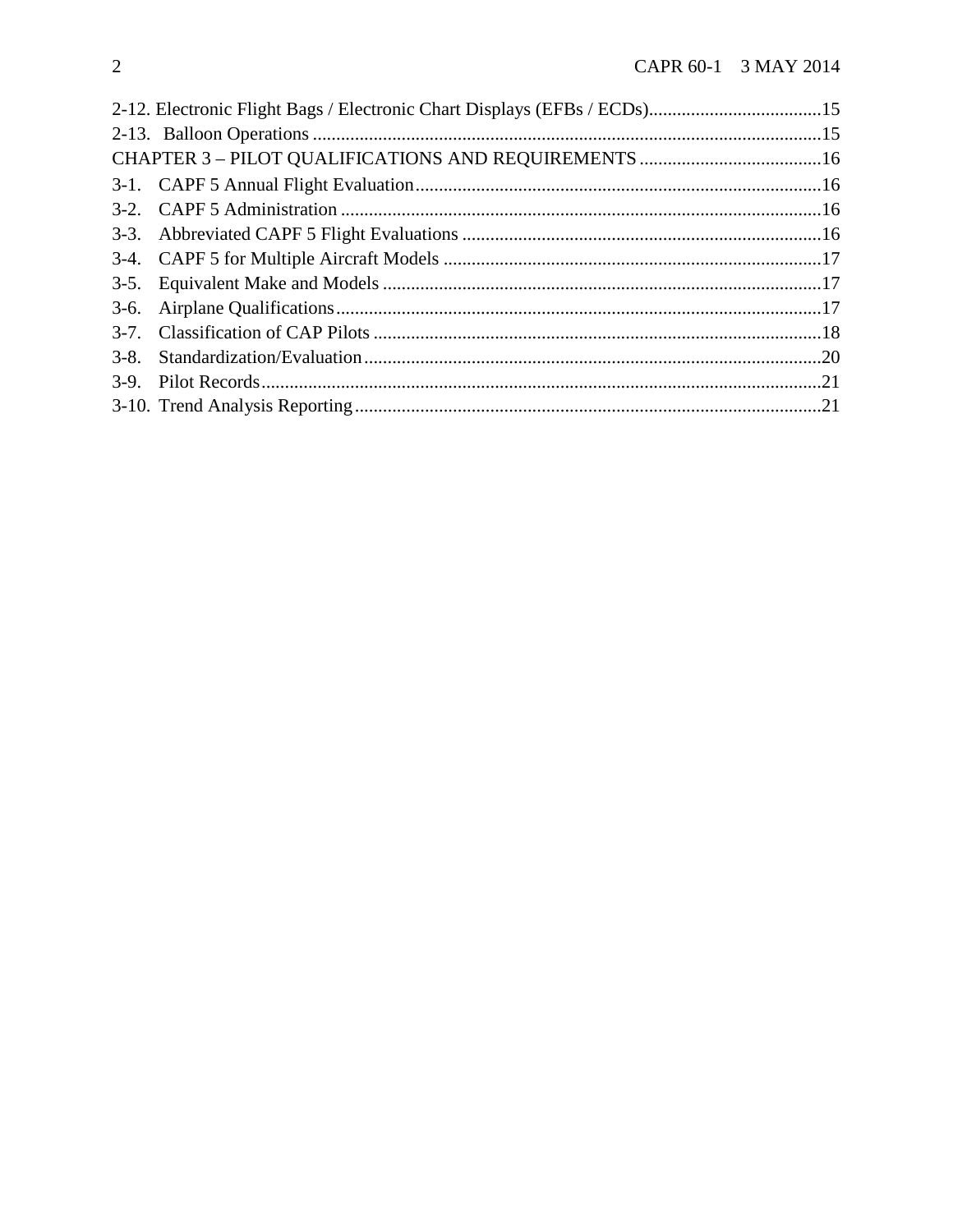2-12. Electronic Flight Bags / Electronic Chart Displays (EFBs / ECDs).....................................15

2-13. Balloon Operations .............................................................................................................15

CHAPTER 3 – PILOT QUALIFICATIONS AND REQUIREMENTS .......................................16

3-1. CAPF 5 Annual Flight Evaluation......................................................................................16

3-2. CAPF 5 Administration .......................................................................................................16

3-3. Abbreviated CAPF 5 Flight Evaluations .............................................................................16

3-4. CAPF 5 for Multiple Aircraft Models .................................................................................17

3-5. Equivalent Make and Models ..............................................................................................17

3-6. Airplane Qualifications........................................................................................................17

3-7. Classification of CAP Pilots ................................................................................................18

3-8. Standardization/Evaluation..................................................................................................20

3-9. Pilot Records........................................................................................................................21

3-10. Trend Analysis Reporting....................................................................................................21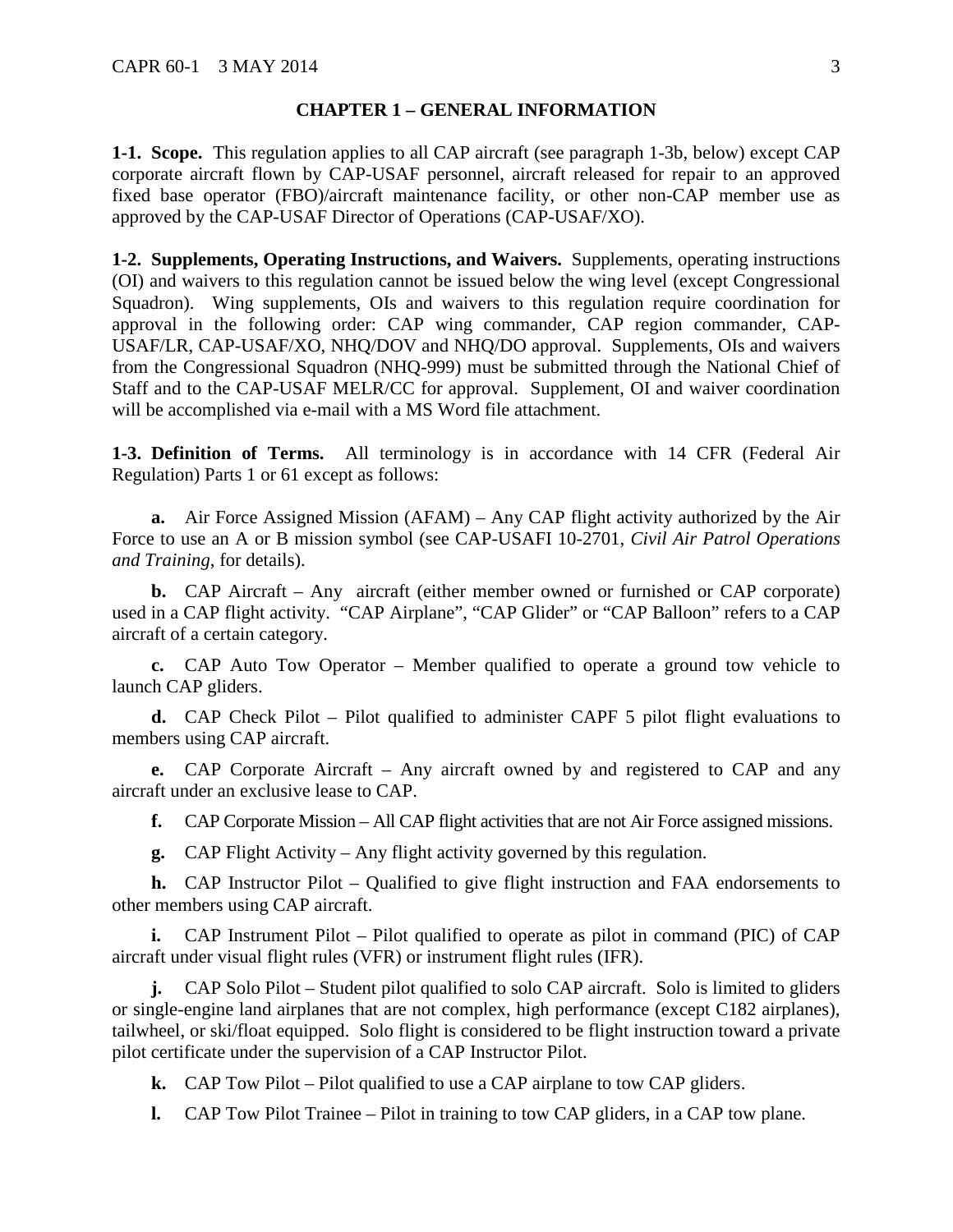## CHAPTER 1 – GENERAL INFORMATION

**1-1. Scope.** This regulation applies to all CAP aircraft (see paragraph 1-3b, below) except CAP corporate aircraft flown by CAP-USAF personnel, aircraft released for repair to an approved fixed base operator (FBO)/aircraft maintenance facility, or other non-CAP member use as approved by the CAP-USAF Director of Operations (CAP-USAF/XO).

**1-2. Supplements, Operating Instructions, and Waivers.** Supplements, operating instructions (OI) and waivers to this regulation cannot be issued below the wing level (except Congressional Squadron). Wing supplements, OIs and waivers to this regulation require coordination for approval in the following order: CAP wing commander, CAP region commander, CAP-USAF/LR, CAP-USAF/XO, NHQ/DOV and NHQ/DO approval. Supplements, OIs and waivers from the Congressional Squadron (NHQ-999) must be submitted through the National Chief of Staff and to the CAP-USAF MELR/CC for approval. Supplement, OI and waiver coordination will be accomplished via e-mail with a MS Word file attachment.

**1-3. Definition of Terms.** All terminology is in accordance with 14 CFR (Federal Air Regulation) Parts 1 or 61 except as follows:

**a.** Air Force Assigned Mission (AFAM) – Any CAP flight activity authorized by the Air Force to use an A or B mission symbol (see CAP-USAFI 10-2701, *Civil Air Patrol Operations and Training*, for details).

**b.** CAP Aircraft – Any aircraft (either member owned or furnished or CAP corporate) used in a CAP flight activity. "CAP Airplane", "CAP Glider" or "CAP Balloon" refers to a CAP aircraft of a certain category.

**c.** CAP Auto Tow Operator – Member qualified to operate a ground tow vehicle to launch CAP gliders.

**d.** CAP Check Pilot – Pilot qualified to administer CAPF 5 pilot flight evaluations to members using CAP aircraft.

**e.** CAP Corporate Aircraft – Any aircraft owned by and registered to CAP and any aircraft under an exclusive lease to CAP.

**f.** CAP Corporate Mission – All CAP flight activities that are not Air Force assigned missions.

**g.** CAP Flight Activity – Any flight activity governed by this regulation.

**h.** CAP Instructor Pilot – Qualified to give flight instruction and FAA endorsements to other members using CAP aircraft.

**i.** CAP Instrument Pilot – Pilot qualified to operate as pilot in command (PIC) of CAP aircraft under visual flight rules (VFR) or instrument flight rules (IFR).

**j.** CAP Solo Pilot – Student pilot qualified to solo CAP aircraft. Solo is limited to gliders or single-engine land airplanes that are not complex, high performance (except C182 airplanes), tailwheel, or ski/float equipped. Solo flight is considered to be flight instruction toward a private pilot certificate under the supervision of a CAP Instructor Pilot.

**k.** CAP Tow Pilot – Pilot qualified to use a CAP airplane to tow CAP gliders.

**l.** CAP Tow Pilot Trainee – Pilot in training to tow CAP gliders, in a CAP tow plane.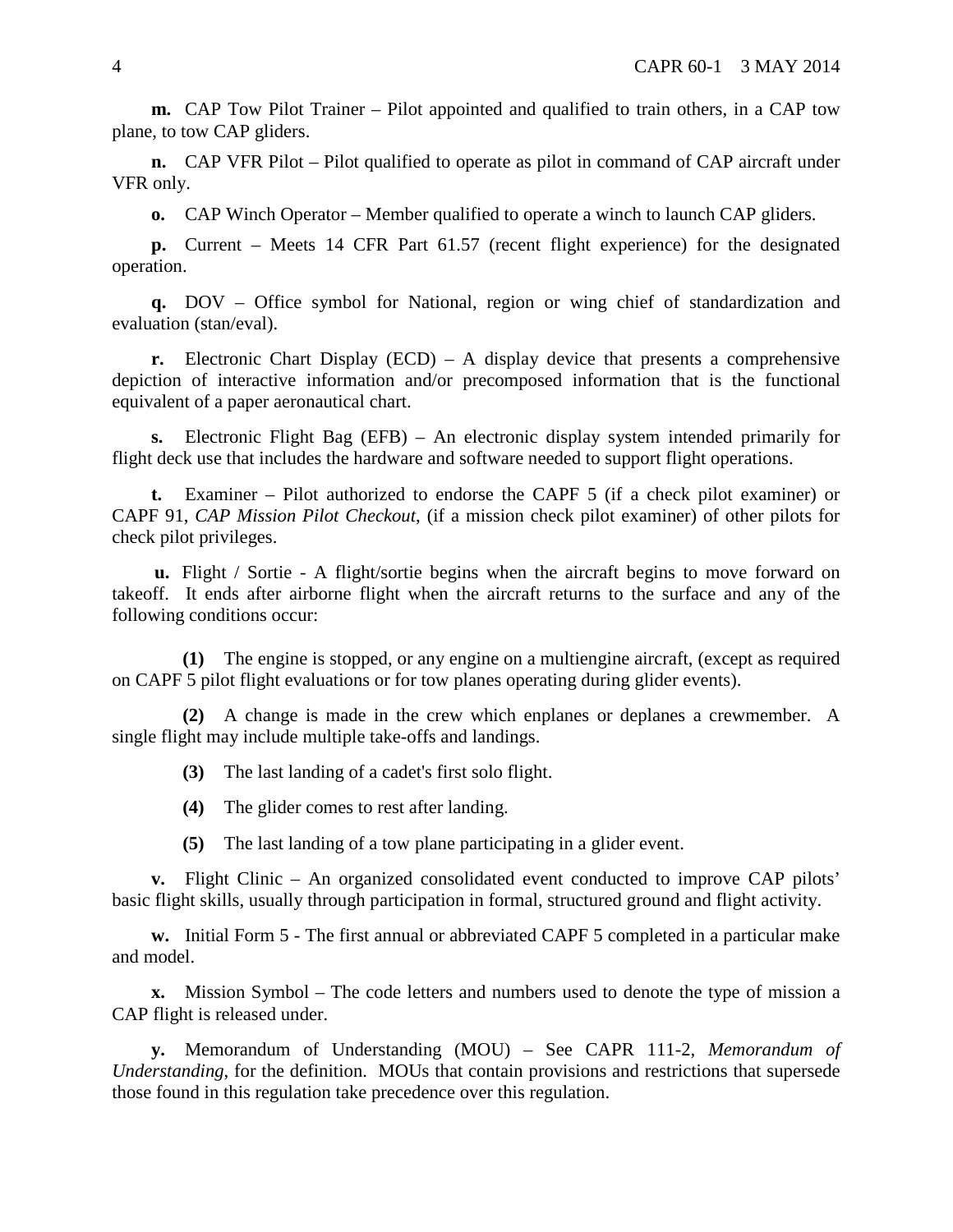**m.** CAP Tow Pilot Trainer – Pilot appointed and qualified to train others, in a CAP tow plane, to tow CAP gliders.

**n.** CAP VFR Pilot – Pilot qualified to operate as pilot in command of CAP aircraft under VFR only.

**o.** CAP Winch Operator – Member qualified to operate a winch to launch CAP gliders.

**p.** Current – Meets 14 CFR Part 61.57 (recent flight experience) for the designated operation.

**q.** DOV – Office symbol for National, region or wing chief of standardization and evaluation (stan/eval).

**r.** Electronic Chart Display (ECD) – A display device that presents a comprehensive depiction of interactive information and/or precomposed information that is the functional equivalent of a paper aeronautical chart.

**s.** Electronic Flight Bag (EFB) – An electronic display system intended primarily for flight deck use that includes the hardware and software needed to support flight operations.

**t.** Examiner – Pilot authorized to endorse the CAPF 5 (if a check pilot examiner) or CAPF 91, *CAP Mission Pilot Checkout*, (if a mission check pilot examiner) of other pilots for check pilot privileges.

**u.** Flight / Sortie - A flight/sortie begins when the aircraft begins to move forward on takeoff. It ends after airborne flight when the aircraft returns to the surface and any of the following conditions occur:

**(1)** The engine is stopped, or any engine on a multiengine aircraft, (except as required on CAPF 5 pilot flight evaluations or for tow planes operating during glider events).

**(2)** A change is made in the crew which enplanes or deplanes a crewmember. A single flight may include multiple take-offs and landings.

**(3)** The last landing of a cadet's first solo flight.

**(4)** The glider comes to rest after landing.

**(5)** The last landing of a tow plane participating in a glider event.

**v.** Flight Clinic – An organized consolidated event conducted to improve CAP pilots' basic flight skills, usually through participation in formal, structured ground and flight activity.

**w.** Initial Form 5 - The first annual or abbreviated CAPF 5 completed in a particular make and model.

**x.** Mission Symbol – The code letters and numbers used to denote the type of mission a CAP flight is released under.

**y.** Memorandum of Understanding (MOU) – See CAPR 111-2, *Memorandum of Understanding*, for the definition. MOUs that contain provisions and restrictions that supersede those found in this regulation take precedence over this regulation.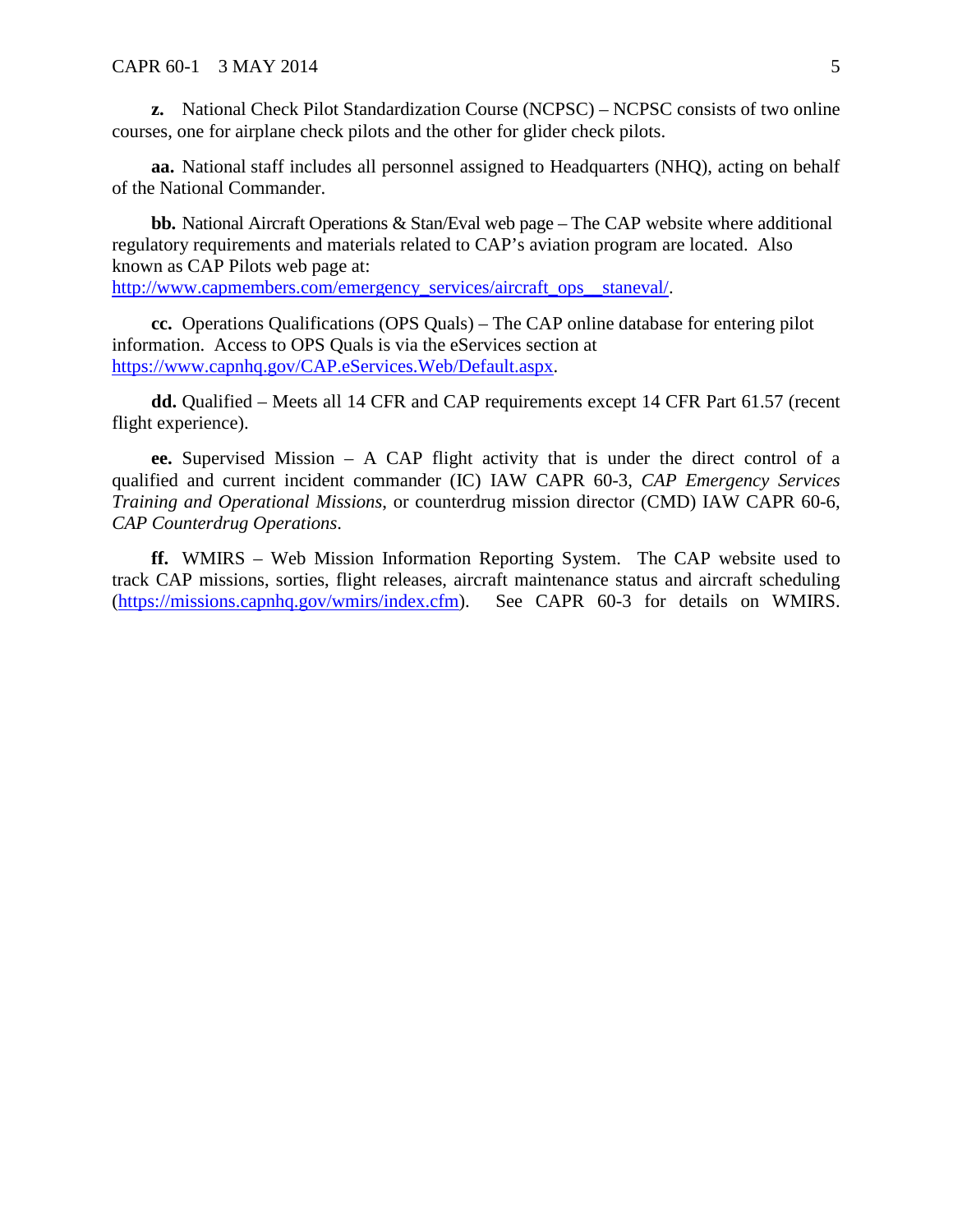**z.** National Check Pilot Standardization Course (NCPSC) – NCPSC consists of two online courses, one for airplane check pilots and the other for glider check pilots.

**aa.** National staff includes all personnel assigned to Headquarters (NHQ), acting on behalf of the National Commander.

**bb.** National Aircraft Operations & Stan/Eval web page – The CAP website where additional regulatory requirements and materials related to CAP's aviation program are located. Also known as CAP Pilots web page at: http://www.capmembers.com/emergency_services/aircraft_ops__staneval/.

**cc.** Operations Qualifications (OPS Quals) – The CAP online database for entering pilot information. Access to OPS Quals is via the eServices section at https://www.capnhq.gov/CAP.eServices.Web/Default.aspx.

**dd.** Qualified – Meets all 14 CFR and CAP requirements except 14 CFR Part 61.57 (recent flight experience).

**ee.** Supervised Mission – A CAP flight activity that is under the direct control of a qualified and current incident commander (IC) IAW CAPR 60-3, *CAP Emergency Services Training and Operational Missions*, or counterdrug mission director (CMD) IAW CAPR 60-6, *CAP Counterdrug Operations*.

**ff.** WMIRS – Web Mission Information Reporting System. The CAP website used to track CAP missions, sorties, flight releases, aircraft maintenance status and aircraft scheduling (https://missions.capnhq.gov/wmirs/index.cfm). See CAPR 60-3 for details on WMIRS.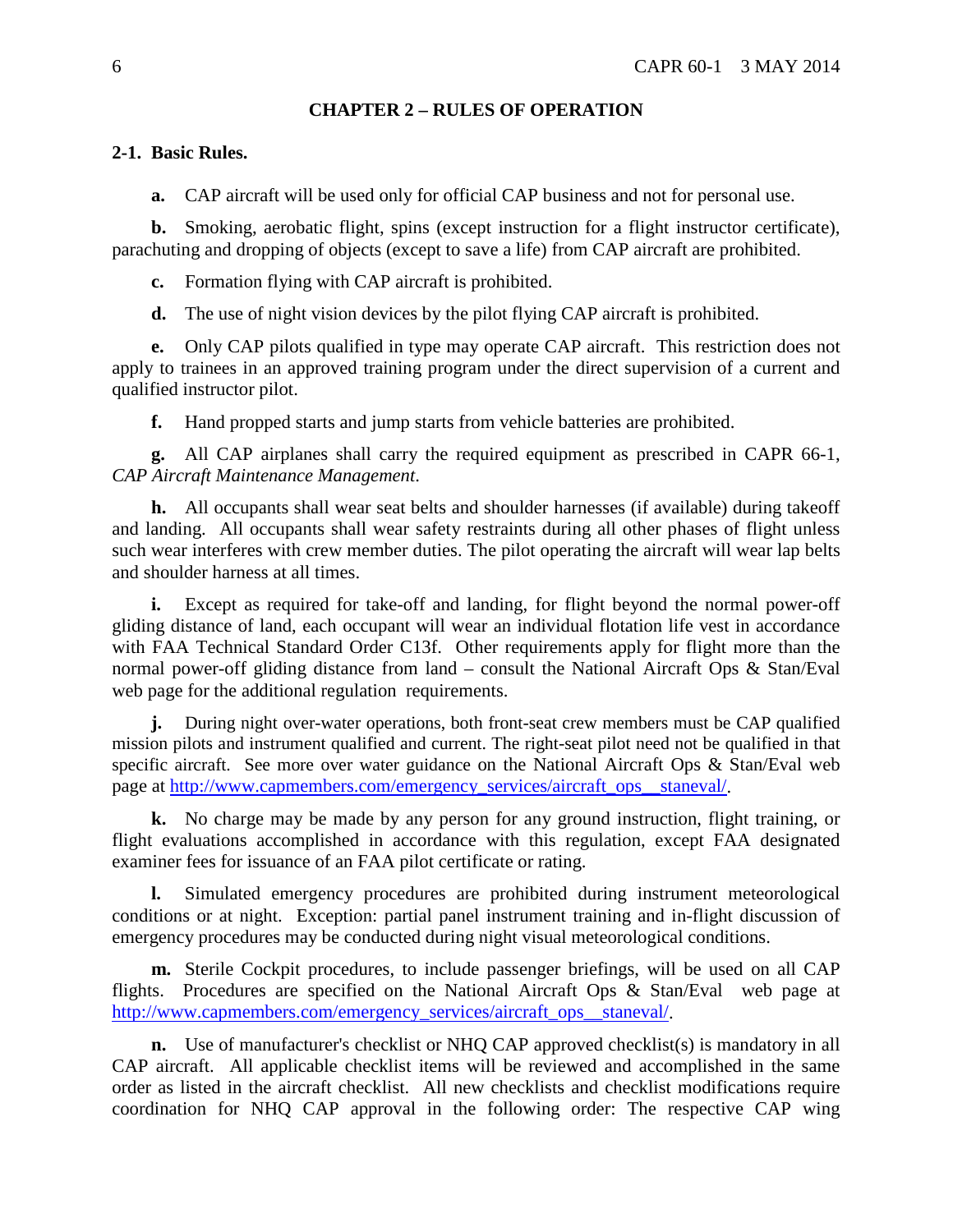## CHAPTER 2 – RULES OF OPERATION

### 2-1. Basic Rules.

**a.** CAP aircraft will be used only for official CAP business and not for personal use.

**b.** Smoking, aerobatic flight, spins (except instruction for a flight instructor certificate), parachuting and dropping of objects (except to save a life) from CAP aircraft are prohibited.

**c.** Formation flying with CAP aircraft is prohibited.

**d.** The use of night vision devices by the pilot flying CAP aircraft is prohibited.

**e.** Only CAP pilots qualified in type may operate CAP aircraft. This restriction does not apply to trainees in an approved training program under the direct supervision of a current and qualified instructor pilot.

**f.** Hand propped starts and jump starts from vehicle batteries are prohibited.

**g.** All CAP airplanes shall carry the required equipment as prescribed in CAPR 66-1, *CAP Aircraft Maintenance Management*.

**h.** All occupants shall wear seat belts and shoulder harnesses (if available) during takeoff and landing. All occupants shall wear safety restraints during all other phases of flight unless such wear interferes with crew member duties. The pilot operating the aircraft will wear lap belts and shoulder harness at all times.

**i.** Except as required for take-off and landing, for flight beyond the normal power-off gliding distance of land, each occupant will wear an individual flotation life vest in accordance with FAA Technical Standard Order C13f. Other requirements apply for flight more than the normal power-off gliding distance from land – consult the National Aircraft Ops & Stan/Eval web page for the additional regulation requirements.

**j.** During night over-water operations, both front-seat crew members must be CAP qualified mission pilots and instrument qualified and current. The right-seat pilot need not be qualified in that specific aircraft. See more over water guidance on the National Aircraft Ops & Stan/Eval web page at http://www.capmembers.com/emergency_services/aircraft_ops__staneval/.

**k.** No charge may be made by any person for any ground instruction, flight training, or flight evaluations accomplished in accordance with this regulation, except FAA designated examiner fees for issuance of an FAA pilot certificate or rating.

**l.** Simulated emergency procedures are prohibited during instrument meteorological conditions or at night. Exception: partial panel instrument training and in-flight discussion of emergency procedures may be conducted during night visual meteorological conditions.

**m.** Sterile Cockpit procedures, to include passenger briefings, will be used on all CAP flights. Procedures are specified on the National Aircraft Ops & Stan/Eval web page at http://www.capmembers.com/emergency_services/aircraft_ops__staneval/.

**n.** Use of manufacturer's checklist or NHQ CAP approved checklist(s) is mandatory in all CAP aircraft. All applicable checklist items will be reviewed and accomplished in the same order as listed in the aircraft checklist. All new checklists and checklist modifications require coordination for NHQ CAP approval in the following order: The respective CAP wing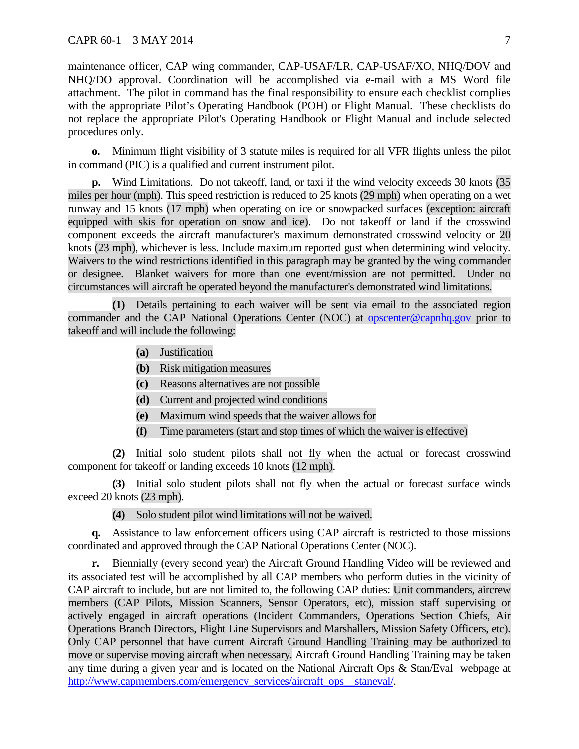maintenance officer, CAP wing commander, CAP-USAF/LR, CAP-USAF/XO, NHQ/DOV and NHQ/DO approval. Coordination will be accomplished via e-mail with a MS Word file attachment. The pilot in command has the final responsibility to ensure each checklist complies with the appropriate Pilot's Operating Handbook (POH) or Flight Manual. These checklists do not replace the appropriate Pilot's Operating Handbook or Flight Manual and include selected procedures only.

**o.** Minimum flight visibility of 3 statute miles is required for all VFR flights unless the pilot in command (PIC) is a qualified and current instrument pilot.

**p.** Wind Limitations. Do not takeoff, land, or taxi if the wind velocity exceeds 30 knots (35 miles per hour (mph). This speed restriction is reduced to 25 knots (29 mph) when operating on a wet runway and 15 knots (17 mph) when operating on ice or snowpacked surfaces (exception: aircraft equipped with skis for operation on snow and ice). Do not takeoff or land if the crosswind component exceeds the aircraft manufacturer's maximum demonstrated crosswind velocity or 20 knots (23 mph), whichever is less. Include maximum reported gust when determining wind velocity. Waivers to the wind restrictions identified in this paragraph may be granted by the wing commander or designee. Blanket waivers for more than one event/mission are not permitted. Under no circumstances will aircraft be operated beyond the manufacturer's demonstrated wind limitations.

**(1)** Details pertaining to each waiver will be sent via email to the associated region commander and the CAP National Operations Center (NOC) at opscenter@capnhq.gov prior to takeoff and will include the following:

- **(a)** Justification
- **(b)** Risk mitigation measures
- **(c)** Reasons alternatives are not possible
- **(d)** Current and projected wind conditions
- **(e)** Maximum wind speeds that the waiver allows for
- **(f)** Time parameters (start and stop times of which the waiver is effective)

**(2)** Initial solo student pilots shall not fly when the actual or forecast crosswind component for takeoff or landing exceeds 10 knots (12 mph).

**(3)** Initial solo student pilots shall not fly when the actual or forecast surface winds exceed 20 knots (23 mph).

**(4)** Solo student pilot wind limitations will not be waived.

**q.** Assistance to law enforcement officers using CAP aircraft is restricted to those missions coordinated and approved through the CAP National Operations Center (NOC).

**r.** Biennially (every second year) the Aircraft Ground Handling Video will be reviewed and its associated test will be accomplished by all CAP members who perform duties in the vicinity of CAP aircraft to include, but are not limited to, the following CAP duties: Unit commanders, aircrew members (CAP Pilots, Mission Scanners, Sensor Operators, etc), mission staff supervising or actively engaged in aircraft operations (Incident Commanders, Operations Section Chiefs, Air Operations Branch Directors, Flight Line Supervisors and Marshallers, Mission Safety Officers, etc). Only CAP personnel that have current Aircraft Ground Handling Training may be authorized to move or supervise moving aircraft when necessary. Aircraft Ground Handling Training may be taken any time during a given year and is located on the National Aircraft Ops & Stan/Eval webpage at http://www.capmembers.com/emergency_services/aircraft_ops__staneval/.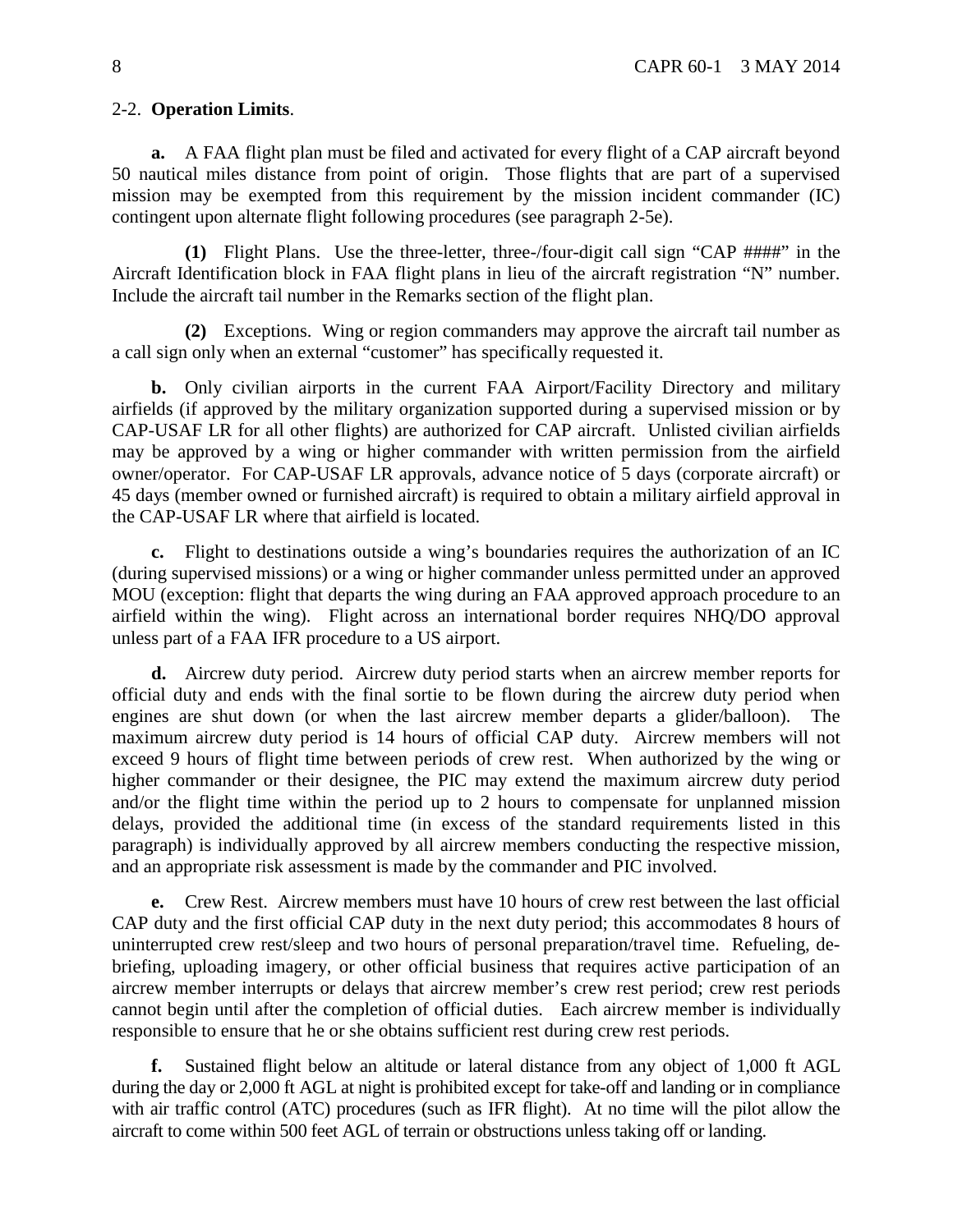2-2. **Operation Limits**.

**a.** A FAA flight plan must be filed and activated for every flight of a CAP aircraft beyond 50 nautical miles distance from point of origin. Those flights that are part of a supervised mission may be exempted from this requirement by the mission incident commander (IC) contingent upon alternate flight following procedures (see paragraph 2-5e).

**(1)** Flight Plans. Use the three-letter, three-/four-digit call sign "CAP ####" in the Aircraft Identification block in FAA flight plans in lieu of the aircraft registration "N" number. Include the aircraft tail number in the Remarks section of the flight plan.

**(2)** Exceptions. Wing or region commanders may approve the aircraft tail number as a call sign only when an external "customer" has specifically requested it.

**b.** Only civilian airports in the current FAA Airport/Facility Directory and military airfields (if approved by the military organization supported during a supervised mission or by CAP-USAF LR for all other flights) are authorized for CAP aircraft. Unlisted civilian airfields may be approved by a wing or higher commander with written permission from the airfield owner/operator. For CAP-USAF LR approvals, advance notice of 5 days (corporate aircraft) or 45 days (member owned or furnished aircraft) is required to obtain a military airfield approval in the CAP-USAF LR where that airfield is located.

**c.** Flight to destinations outside a wing's boundaries requires the authorization of an IC (during supervised missions) or a wing or higher commander unless permitted under an approved MOU (exception: flight that departs the wing during an FAA approved approach procedure to an airfield within the wing). Flight across an international border requires NHQ/DO approval unless part of a FAA IFR procedure to a US airport.

**d.** Aircrew duty period. Aircrew duty period starts when an aircrew member reports for official duty and ends with the final sortie to be flown during the aircrew duty period when engines are shut down (or when the last aircrew member departs a glider/balloon). The maximum aircrew duty period is 14 hours of official CAP duty. Aircrew members will not exceed 9 hours of flight time between periods of crew rest. When authorized by the wing or higher commander or their designee, the PIC may extend the maximum aircrew duty period and/or the flight time within the period up to 2 hours to compensate for unplanned mission delays, provided the additional time (in excess of the standard requirements listed in this paragraph) is individually approved by all aircrew members conducting the respective mission, and an appropriate risk assessment is made by the commander and PIC involved.

**e.** Crew Rest. Aircrew members must have 10 hours of crew rest between the last official CAP duty and the first official CAP duty in the next duty period; this accommodates 8 hours of uninterrupted crew rest/sleep and two hours of personal preparation/travel time. Refueling, de-briefing, uploading imagery, or other official business that requires active participation of an aircrew member interrupts or delays that aircrew member's crew rest period; crew rest periods cannot begin until after the completion of official duties. Each aircrew member is individually responsible to ensure that he or she obtains sufficient rest during crew rest periods.

**f.** Sustained flight below an altitude or lateral distance from any object of 1,000 ft AGL during the day or 2,000 ft AGL at night is prohibited except for take-off and landing or in compliance with air traffic control (ATC) procedures (such as IFR flight). At no time will the pilot allow the aircraft to come within 500 feet AGL of terrain or obstructions unless taking off or landing.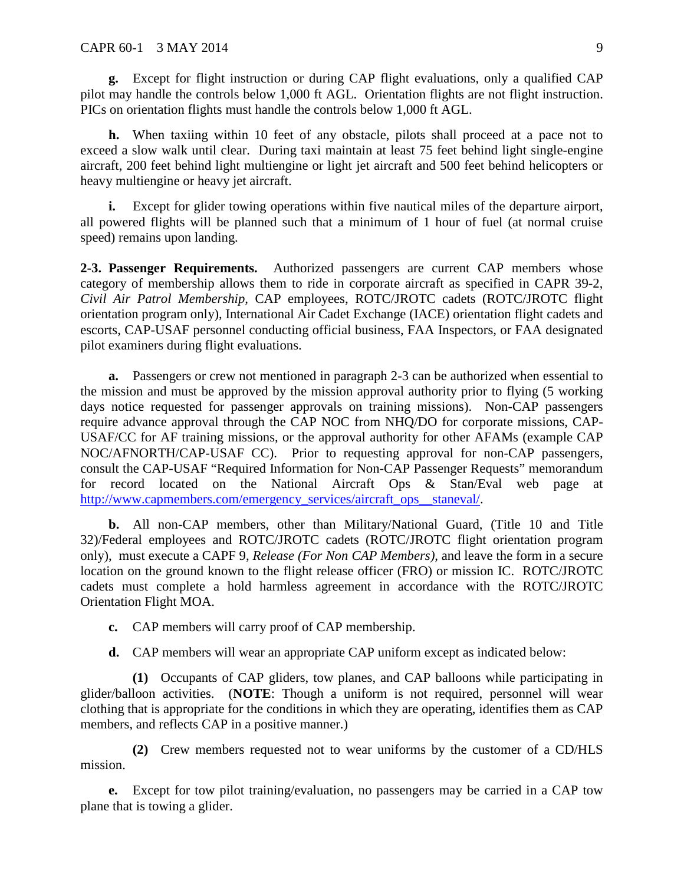**g.** Except for flight instruction or during CAP flight evaluations, only a qualified CAP pilot may handle the controls below 1,000 ft AGL. Orientation flights are not flight instruction. PICs on orientation flights must handle the controls below 1,000 ft AGL.

**h.** When taxiing within 10 feet of any obstacle, pilots shall proceed at a pace not to exceed a slow walk until clear. During taxi maintain at least 75 feet behind light single-engine aircraft, 200 feet behind light multiengine or light jet aircraft and 500 feet behind helicopters or heavy multiengine or heavy jet aircraft.

**i.** Except for glider towing operations within five nautical miles of the departure airport, all powered flights will be planned such that a minimum of 1 hour of fuel (at normal cruise speed) remains upon landing.

**2-3. Passenger Requirements.** Authorized passengers are current CAP members whose category of membership allows them to ride in corporate aircraft as specified in CAPR 39-2, *Civil Air Patrol Membership*, CAP employees, ROTC/JROTC cadets (ROTC/JROTC flight orientation program only), International Air Cadet Exchange (IACE) orientation flight cadets and escorts, CAP-USAF personnel conducting official business, FAA Inspectors, or FAA designated pilot examiners during flight evaluations.

**a.** Passengers or crew not mentioned in paragraph 2-3 can be authorized when essential to the mission and must be approved by the mission approval authority prior to flying (5 working days notice requested for passenger approvals on training missions). Non-CAP passengers require advance approval through the CAP NOC from NHQ/DO for corporate missions, CAP-USAF/CC for AF training missions, or the approval authority for other AFAMs (example CAP NOC/AFNORTH/CAP-USAF CC). Prior to requesting approval for non-CAP passengers, consult the CAP-USAF "Required Information for Non-CAP Passenger Requests" memorandum for record located on the National Aircraft Ops & Stan/Eval web page at http://www.capmembers.com/emergency_services/aircraft_ops__staneval/.

**b.** All non-CAP members, other than Military/National Guard, (Title 10 and Title 32)/Federal employees and ROTC/JROTC cadets (ROTC/JROTC flight orientation program only), must execute a CAPF 9, *Release (For Non CAP Members)*, and leave the form in a secure location on the ground known to the flight release officer (FRO) or mission IC. ROTC/JROTC cadets must complete a hold harmless agreement in accordance with the ROTC/JROTC Orientation Flight MOA.

**c.** CAP members will carry proof of CAP membership.

**d.** CAP members will wear an appropriate CAP uniform except as indicated below:

**(1)** Occupants of CAP gliders, tow planes, and CAP balloons while participating in glider/balloon activities. (**NOTE**: Though a uniform is not required, personnel will wear clothing that is appropriate for the conditions in which they are operating, identifies them as CAP members, and reflects CAP in a positive manner.)

**(2)** Crew members requested not to wear uniforms by the customer of a CD/HLS mission.

**e.** Except for tow pilot training/evaluation, no passengers may be carried in a CAP tow plane that is towing a glider.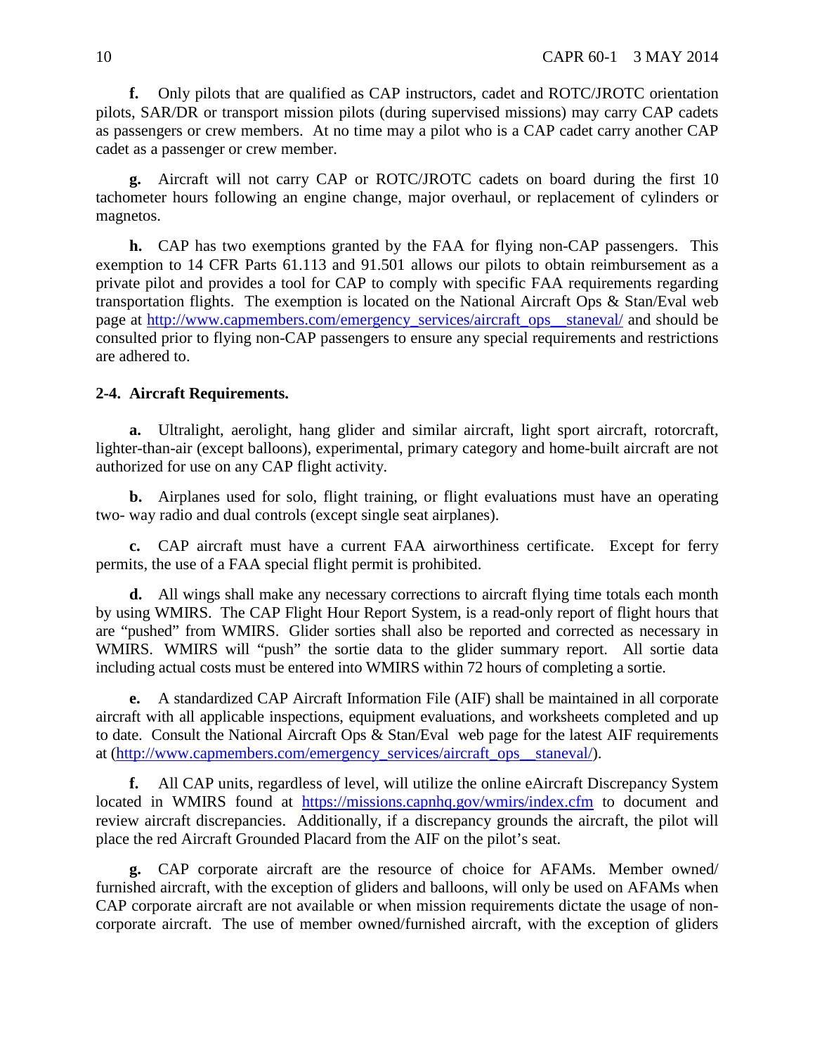**f.** Only pilots that are qualified as CAP instructors, cadet and ROTC/JROTC orientation pilots, SAR/DR or transport mission pilots (during supervised missions) may carry CAP cadets as passengers or crew members. At no time may a pilot who is a CAP cadet carry another CAP cadet as a passenger or crew member.

**g.** Aircraft will not carry CAP or ROTC/JROTC cadets on board during the first 10 tachometer hours following an engine change, major overhaul, or replacement of cylinders or magnetos.

**h.** CAP has two exemptions granted by the FAA for flying non-CAP passengers. This exemption to 14 CFR Parts 61.113 and 91.501 allows our pilots to obtain reimbursement as a private pilot and provides a tool for CAP to comply with specific FAA requirements regarding transportation flights. The exemption is located on the National Aircraft Ops & Stan/Eval web page at http://www.capmembers.com/emergency_services/aircraft_ops__staneval/ and should be consulted prior to flying non-CAP passengers to ensure any special requirements and restrictions are adhered to.

**2-4. Aircraft Requirements.**

**a.** Ultralight, aerolight, hang glider and similar aircraft, light sport aircraft, rotorcraft, lighter-than-air (except balloons), experimental, primary category and home-built aircraft are not authorized for use on any CAP flight activity.

**b.** Airplanes used for solo, flight training, or flight evaluations must have an operating two- way radio and dual controls (except single seat airplanes).

**c.** CAP aircraft must have a current FAA airworthiness certificate. Except for ferry permits, the use of a FAA special flight permit is prohibited.

**d.** All wings shall make any necessary corrections to aircraft flying time totals each month by using WMIRS. The CAP Flight Hour Report System, is a read-only report of flight hours that are "pushed" from WMIRS. Glider sorties shall also be reported and corrected as necessary in WMIRS. WMIRS will "push" the sortie data to the glider summary report. All sortie data including actual costs must be entered into WMIRS within 72 hours of completing a sortie.

**e.** A standardized CAP Aircraft Information File (AIF) shall be maintained in all corporate aircraft with all applicable inspections, equipment evaluations, and worksheets completed and up to date. Consult the National Aircraft Ops & Stan/Eval web page for the latest AIF requirements at (http://www.capmembers.com/emergency_services/aircraft_ops__staneval/).

**f.** All CAP units, regardless of level, will utilize the online eAircraft Discrepancy System located in WMIRS found at https://missions.capnhq.gov/wmirs/index.cfm to document and review aircraft discrepancies. Additionally, if a discrepancy grounds the aircraft, the pilot will place the red Aircraft Grounded Placard from the AIF on the pilot's seat.

**g.** CAP corporate aircraft are the resource of choice for AFAMs. Member owned/ furnished aircraft, with the exception of gliders and balloons, will only be used on AFAMs when CAP corporate aircraft are not available or when mission requirements dictate the usage of non-corporate aircraft. The use of member owned/furnished aircraft, with the exception of gliders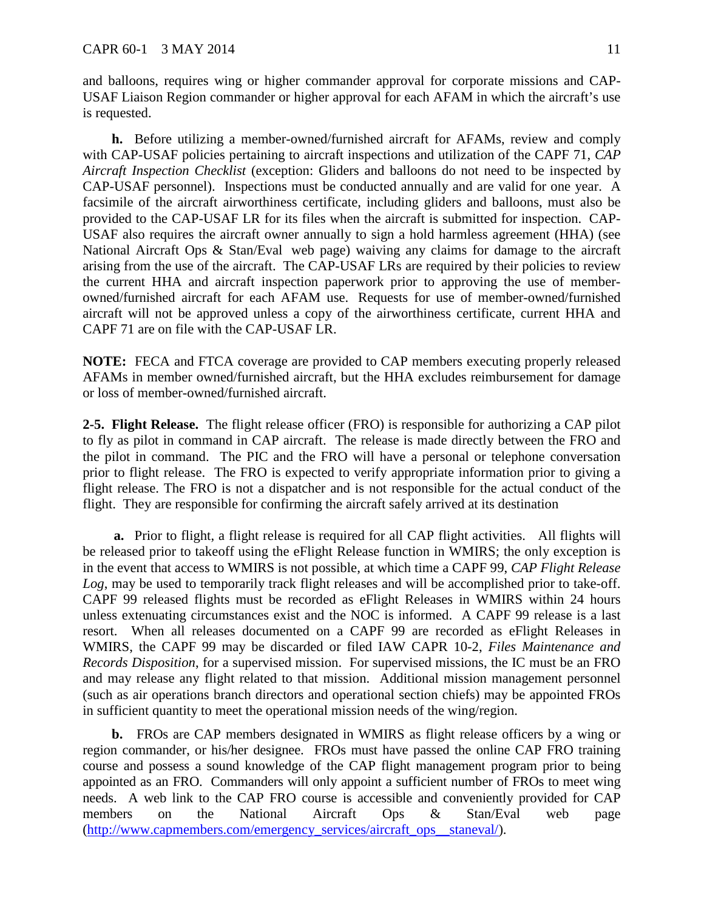and balloons, requires wing or higher commander approval for corporate missions and CAP-USAF Liaison Region commander or higher approval for each AFAM in which the aircraft's use is requested.

**h.** Before utilizing a member-owned/furnished aircraft for AFAMs, review and comply with CAP-USAF policies pertaining to aircraft inspections and utilization of the CAPF 71, *CAP Aircraft Inspection Checklist* (exception: Gliders and balloons do not need to be inspected by CAP-USAF personnel). Inspections must be conducted annually and are valid for one year. A facsimile of the aircraft airworthiness certificate, including gliders and balloons, must also be provided to the CAP-USAF LR for its files when the aircraft is submitted for inspection. CAP-USAF also requires the aircraft owner annually to sign a hold harmless agreement (HHA) (see National Aircraft Ops & Stan/Eval web page) waiving any claims for damage to the aircraft arising from the use of the aircraft. The CAP-USAF LRs are required by their policies to review the current HHA and aircraft inspection paperwork prior to approving the use of member-owned/furnished aircraft for each AFAM use. Requests for use of member-owned/furnished aircraft will not be approved unless a copy of the airworthiness certificate, current HHA and CAPF 71 are on file with the CAP-USAF LR.

**NOTE:** FECA and FTCA coverage are provided to CAP members executing properly released AFAMs in member owned/furnished aircraft, but the HHA excludes reimbursement for damage or loss of member-owned/furnished aircraft.

**2-5. Flight Release.** The flight release officer (FRO) is responsible for authorizing a CAP pilot to fly as pilot in command in CAP aircraft. The release is made directly between the FRO and the pilot in command. The PIC and the FRO will have a personal or telephone conversation prior to flight release. The FRO is expected to verify appropriate information prior to giving a flight release. The FRO is not a dispatcher and is not responsible for the actual conduct of the flight. They are responsible for confirming the aircraft safely arrived at its destination

**a.** Prior to flight, a flight release is required for all CAP flight activities. All flights will be released prior to takeoff using the eFlight Release function in WMIRS; the only exception is in the event that access to WMIRS is not possible, at which time a CAPF 99, *CAP Flight Release Log*, may be used to temporarily track flight releases and will be accomplished prior to take-off. CAPF 99 released flights must be recorded as eFlight Releases in WMIRS within 24 hours unless extenuating circumstances exist and the NOC is informed. A CAPF 99 release is a last resort. When all releases documented on a CAPF 99 are recorded as eFlight Releases in WMIRS, the CAPF 99 may be discarded or filed IAW CAPR 10-2, *Files Maintenance and Records Disposition*, for a supervised mission. For supervised missions, the IC must be an FRO and may release any flight related to that mission. Additional mission management personnel (such as air operations branch directors and operational section chiefs) may be appointed FROs in sufficient quantity to meet the operational mission needs of the wing/region.

**b.** FROs are CAP members designated in WMIRS as flight release officers by a wing or region commander, or his/her designee. FROs must have passed the online CAP FRO training course and possess a sound knowledge of the CAP flight management program prior to being appointed as an FRO. Commanders will only appoint a sufficient number of FROs to meet wing needs. A web link to the CAP FRO course is accessible and conveniently provided for CAP members on the National Aircraft Ops & Stan/Eval web page (http://www.capmembers.com/emergency_services/aircraft_ops__staneval/).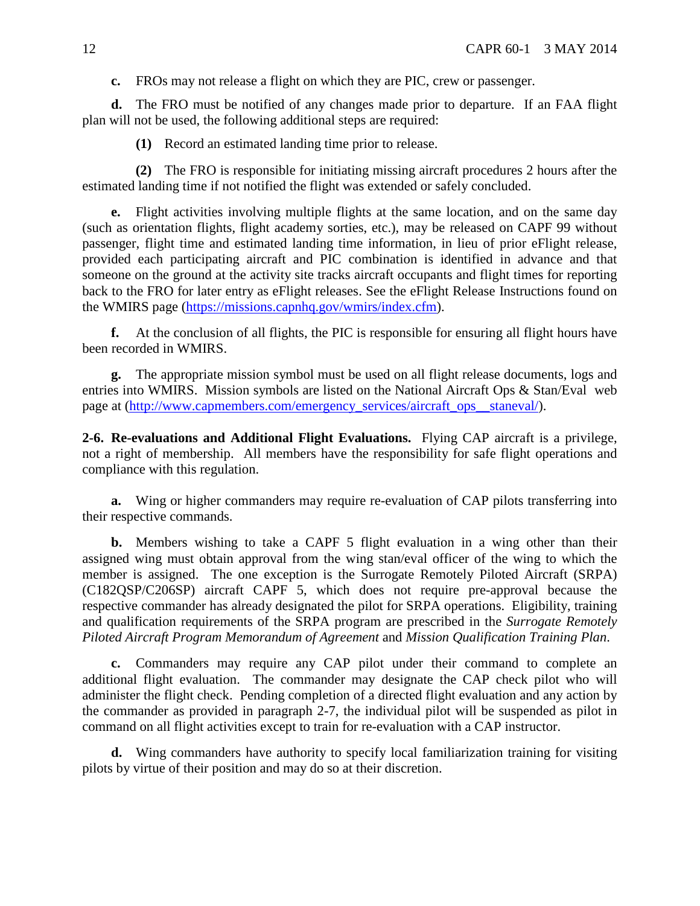**c.** FROs may not release a flight on which they are PIC, crew or passenger.

**d.** The FRO must be notified of any changes made prior to departure. If an FAA flight plan will not be used, the following additional steps are required:

**(1)** Record an estimated landing time prior to release.

**(2)** The FRO is responsible for initiating missing aircraft procedures 2 hours after the estimated landing time if not notified the flight was extended or safely concluded.

**e.** Flight activities involving multiple flights at the same location, and on the same day (such as orientation flights, flight academy sorties, etc.), may be released on CAPF 99 without passenger, flight time and estimated landing time information, in lieu of prior eFlight release, provided each participating aircraft and PIC combination is identified in advance and that someone on the ground at the activity site tracks aircraft occupants and flight times for reporting back to the FRO for later entry as eFlight releases. See the eFlight Release Instructions found on the WMIRS page ([https://missions.capnhq.gov/wmirs/index.cfm](https://missions.capnhq.gov/wmirs/index.cfm)).

**f.** At the conclusion of all flights, the PIC is responsible for ensuring all flight hours have been recorded in WMIRS.

**g.** The appropriate mission symbol must be used on all flight release documents, logs and entries into WMIRS. Mission symbols are listed on the National Aircraft Ops & Stan/Eval web page at ([http://www.capmembers.com/emergency_services/aircraft_ops__staneval/](http://www.capmembers.com/emergency_services/aircraft_ops__staneval/)).

**2-6. Re-evaluations and Additional Flight Evaluations.** Flying CAP aircraft is a privilege, not a right of membership. All members have the responsibility for safe flight operations and compliance with this regulation.

**a.** Wing or higher commanders may require re-evaluation of CAP pilots transferring into their respective commands.

**b.** Members wishing to take a CAPF 5 flight evaluation in a wing other than their assigned wing must obtain approval from the wing stan/eval officer of the wing to which the member is assigned. The one exception is the Surrogate Remotely Piloted Aircraft (SRPA) (C182QSP/C206SP) aircraft CAPF 5, which does not require pre-approval because the respective commander has already designated the pilot for SRPA operations. Eligibility, training and qualification requirements of the SRPA program are prescribed in the *Surrogate Remotely Piloted Aircraft Program Memorandum of Agreement* and *Mission Qualification Training Plan*.

**c.** Commanders may require any CAP pilot under their command to complete an additional flight evaluation. The commander may designate the CAP check pilot who will administer the flight check. Pending completion of a directed flight evaluation and any action by the commander as provided in paragraph 2-7, the individual pilot will be suspended as pilot in command on all flight activities except to train for re-evaluation with a CAP instructor.

**d.** Wing commanders have authority to specify local familiarization training for visiting pilots by virtue of their position and may do so at their discretion.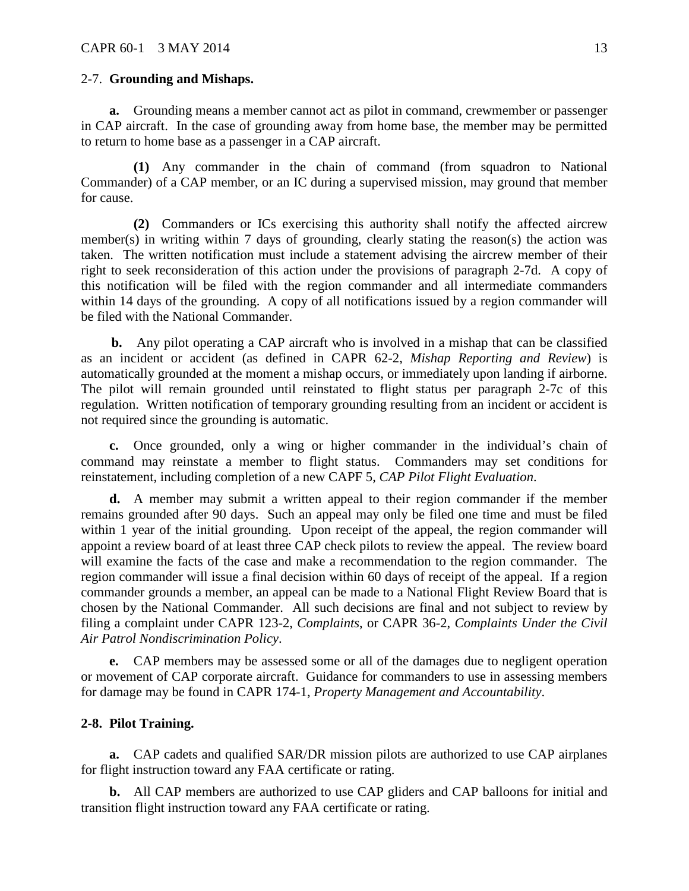2-7. **Grounding and Mishaps.**

**a.** Grounding means a member cannot act as pilot in command, crewmember or passenger in CAP aircraft. In the case of grounding away from home base, the member may be permitted to return to home base as a passenger in a CAP aircraft.

**(1)** Any commander in the chain of command (from squadron to National Commander) of a CAP member, or an IC during a supervised mission, may ground that member for cause.

**(2)** Commanders or ICs exercising this authority shall notify the affected aircrew member(s) in writing within 7 days of grounding, clearly stating the reason(s) the action was taken. The written notification must include a statement advising the aircrew member of their right to seek reconsideration of this action under the provisions of paragraph 2-7d. A copy of this notification will be filed with the region commander and all intermediate commanders within 14 days of the grounding. A copy of all notifications issued by a region commander will be filed with the National Commander.

**b.** Any pilot operating a CAP aircraft who is involved in a mishap that can be classified as an incident or accident (as defined in CAPR 62-2, *Mishap Reporting and Review*) is automatically grounded at the moment a mishap occurs, or immediately upon landing if airborne. The pilot will remain grounded until reinstated to flight status per paragraph 2-7c of this regulation. Written notification of temporary grounding resulting from an incident or accident is not required since the grounding is automatic.

**c.** Once grounded, only a wing or higher commander in the individual's chain of command may reinstate a member to flight status. Commanders may set conditions for reinstatement, including completion of a new CAPF 5, *CAP Pilot Flight Evaluation*.

**d.** A member may submit a written appeal to their region commander if the member remains grounded after 90 days. Such an appeal may only be filed one time and must be filed within 1 year of the initial grounding. Upon receipt of the appeal, the region commander will appoint a review board of at least three CAP check pilots to review the appeal. The review board will examine the facts of the case and make a recommendation to the region commander. The region commander will issue a final decision within 60 days of receipt of the appeal. If a region commander grounds a member, an appeal can be made to a National Flight Review Board that is chosen by the National Commander. All such decisions are final and not subject to review by filing a complaint under CAPR 123-2, *Complaints*, or CAPR 36-2, *Complaints Under the Civil Air Patrol Nondiscrimination Policy*.

**e.** CAP members may be assessed some or all of the damages due to negligent operation or movement of CAP corporate aircraft. Guidance for commanders to use in assessing members for damage may be found in CAPR 174-1, *Property Management and Accountability*.

**2-8. Pilot Training.**

**a.** CAP cadets and qualified SAR/DR mission pilots are authorized to use CAP airplanes for flight instruction toward any FAA certificate or rating.

**b.** All CAP members are authorized to use CAP gliders and CAP balloons for initial and transition flight instruction toward any FAA certificate or rating.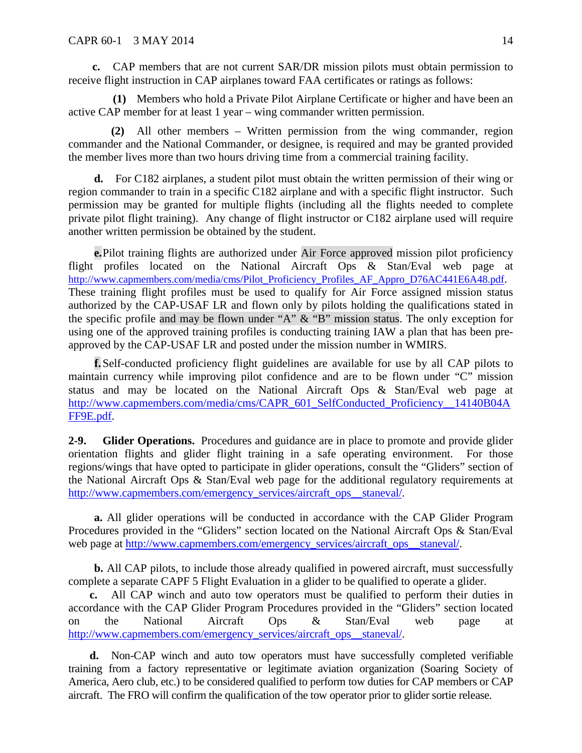**c.** CAP members that are not current SAR/DR mission pilots must obtain permission to receive flight instruction in CAP airplanes toward FAA certificates or ratings as follows:

**(1)** Members who hold a Private Pilot Airplane Certificate or higher and have been an active CAP member for at least 1 year – wing commander written permission.

**(2)** All other members – Written permission from the wing commander, region commander and the National Commander, or designee, is required and may be granted provided the member lives more than two hours driving time from a commercial training facility.

**d.** For C182 airplanes, a student pilot must obtain the written permission of their wing or region commander to train in a specific C182 airplane and with a specific flight instructor. Such permission may be granted for multiple flights (including all the flights needed to complete private pilot flight training). Any change of flight instructor or C182 airplane used will require another written permission be obtained by the student.

**e.** Pilot training flights are authorized under Air Force approved mission pilot proficiency flight profiles located on the National Aircraft Ops & Stan/Eval web page at http://www.capmembers.com/media/cms/Pilot_Proficiency_Profiles_AF_Appro_D76AC441E6A48.pdf. These training flight profiles must be used to qualify for Air Force assigned mission status authorized by the CAP-USAF LR and flown only by pilots holding the qualifications stated in the specific profile and may be flown under "A" & "B" mission status. The only exception for using one of the approved training profiles is conducting training IAW a plan that has been pre-approved by the CAP-USAF LR and posted under the mission number in WMIRS.

**f.** Self-conducted proficiency flight guidelines are available for use by all CAP pilots to maintain currency while improving pilot confidence and are to be flown under "C" mission status and may be located on the National Aircraft Ops & Stan/Eval web page at http://www.capmembers.com/media/cms/CAPR_601_SelfConducted_Proficiency__14140B04AFF9E.pdf.

**2-9. Glider Operations.** Procedures and guidance are in place to promote and provide glider orientation flights and glider flight training in a safe operating environment. For those regions/wings that have opted to participate in glider operations, consult the "Gliders" section of the National Aircraft Ops & Stan/Eval web page for the additional regulatory requirements at http://www.capmembers.com/emergency_services/aircraft_ops__staneval/.

**a.** All glider operations will be conducted in accordance with the CAP Glider Program Procedures provided in the "Gliders" section located on the National Aircraft Ops & Stan/Eval web page at http://www.capmembers.com/emergency_services/aircraft_ops__staneval/.

**b.** All CAP pilots, to include those already qualified in powered aircraft, must successfully complete a separate CAPF 5 Flight Evaluation in a glider to be qualified to operate a glider.

**c.** All CAP winch and auto tow operators must be qualified to perform their duties in accordance with the CAP Glider Program Procedures provided in the "Gliders" section located on the National Aircraft Ops & Stan/Eval web page at http://www.capmembers.com/emergency_services/aircraft_ops__staneval/.

**d.** Non-CAP winch and auto tow operators must have successfully completed verifiable training from a factory representative or legitimate aviation organization (Soaring Society of America, Aero club, etc.) to be considered qualified to perform tow duties for CAP members or CAP aircraft. The FRO will confirm the qualification of the tow operator prior to glider sortie release.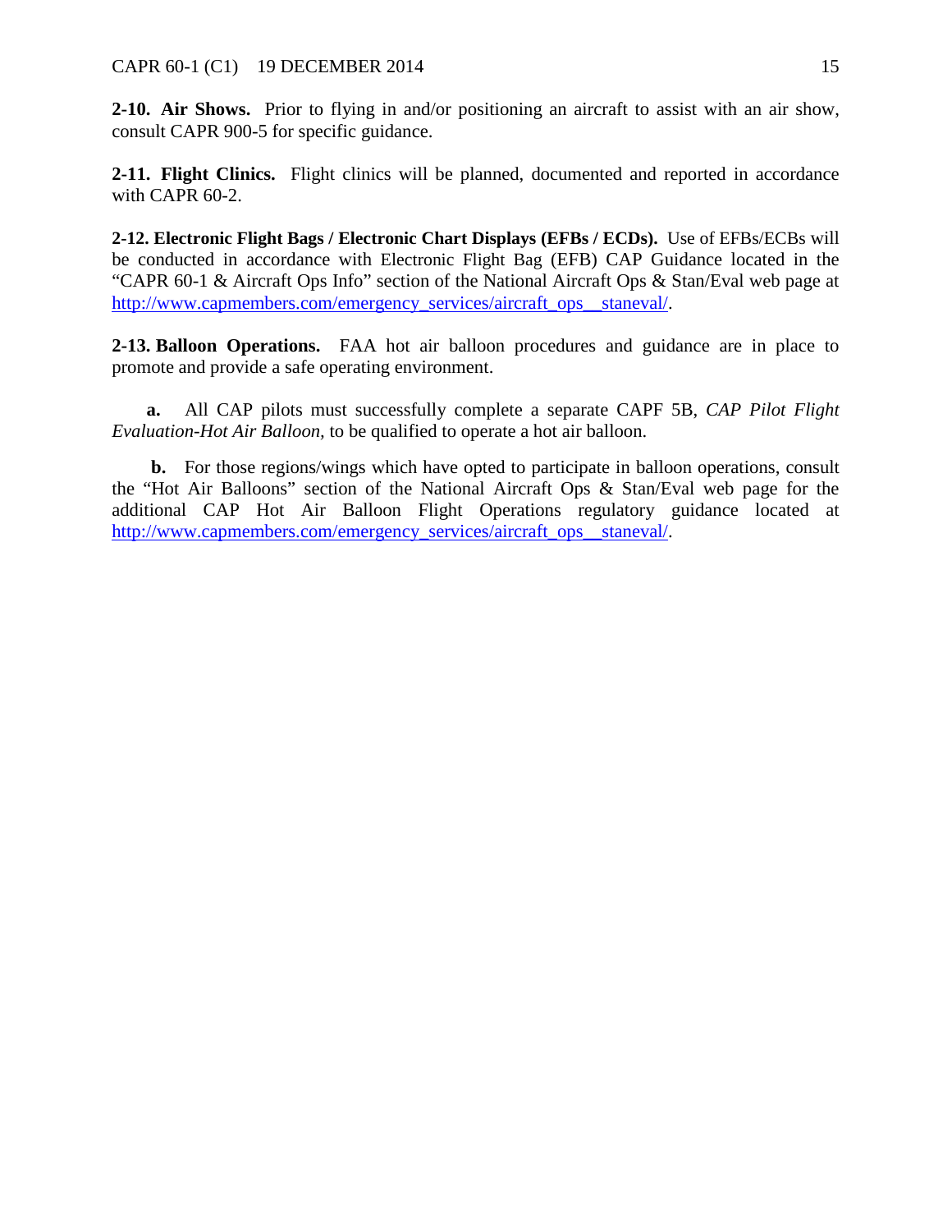**2-10. Air Shows.** Prior to flying in and/or positioning an aircraft to assist with an air show, consult CAPR 900-5 for specific guidance.

**2-11. Flight Clinics.** Flight clinics will be planned, documented and reported in accordance with CAPR 60-2.

**2-12. Electronic Flight Bags / Electronic Chart Displays (EFBs / ECDs).** Use of EFBs/ECBs will be conducted in accordance with Electronic Flight Bag (EFB) CAP Guidance located in the "CAPR 60-1 & Aircraft Ops Info" section of the National Aircraft Ops & Stan/Eval web page at http://www.capmembers.com/emergency_services/aircraft_ops__staneval/.

**2-13. Balloon Operations.** FAA hot air balloon procedures and guidance are in place to promote and provide a safe operating environment.

**a.** All CAP pilots must successfully complete a separate CAPF 5B, *CAP Pilot Flight Evaluation-Hot Air Balloon*, to be qualified to operate a hot air balloon.

**b.** For those regions/wings which have opted to participate in balloon operations, consult the "Hot Air Balloons" section of the National Aircraft Ops & Stan/Eval web page for the additional CAP Hot Air Balloon Flight Operations regulatory guidance located at http://www.capmembers.com/emergency_services/aircraft_ops__staneval/.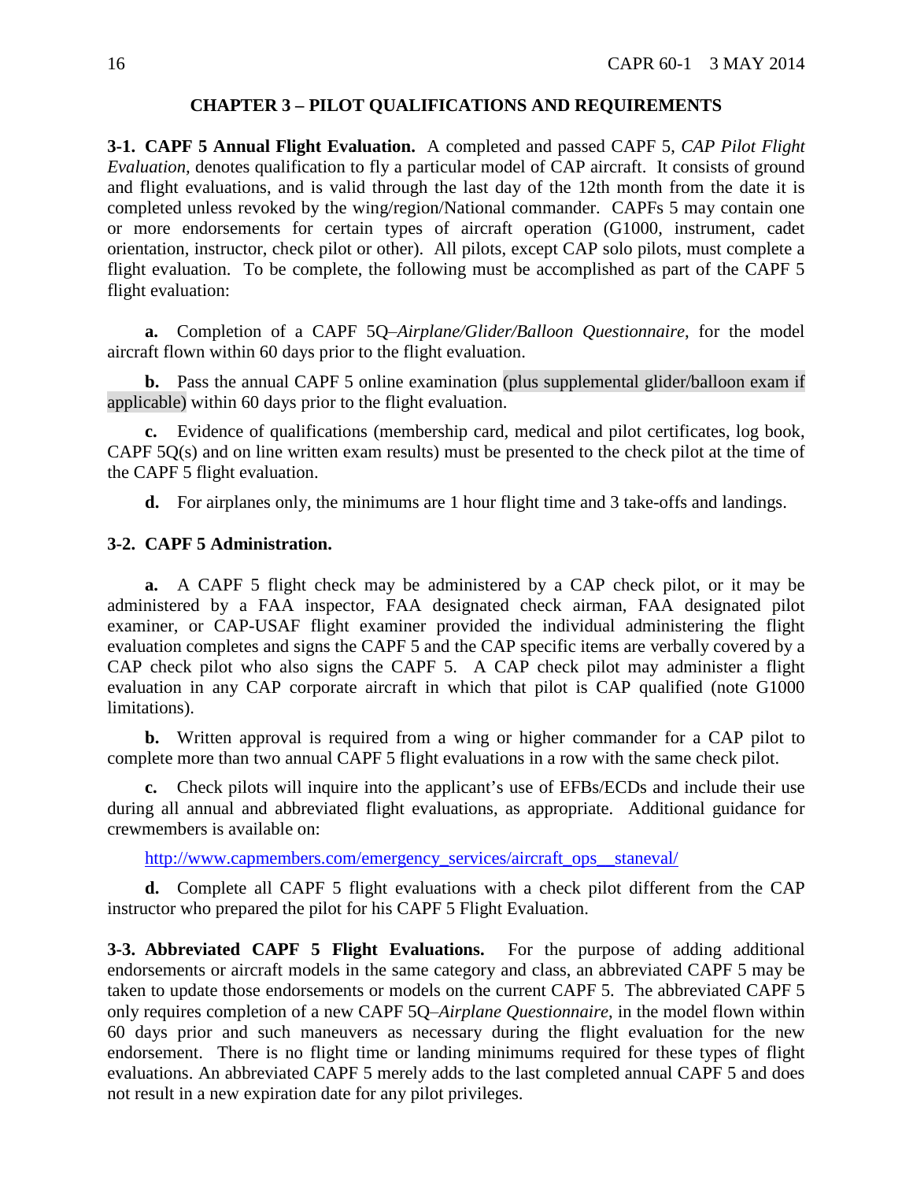## CHAPTER 3 – PILOT QUALIFICATIONS AND REQUIREMENTS

**3-1. CAPF 5 Annual Flight Evaluation.** A completed and passed CAPF 5, *CAP Pilot Flight Evaluation,* denotes qualification to fly a particular model of CAP aircraft. It consists of ground and flight evaluations, and is valid through the last day of the 12th month from the date it is completed unless revoked by the wing/region/National commander. CAPFs 5 may contain one or more endorsements for certain types of aircraft operation (G1000, instrument, cadet orientation, instructor, check pilot or other). All pilots, except CAP solo pilots, must complete a flight evaluation. To be complete, the following must be accomplished as part of the CAPF 5 flight evaluation:

**a.** Completion of a CAPF 5Q–*Airplane/Glider/Balloon Questionnaire*, for the model aircraft flown within 60 days prior to the flight evaluation.

**b.** Pass the annual CAPF 5 online examination (plus supplemental glider/balloon exam if applicable) within 60 days prior to the flight evaluation.

**c.** Evidence of qualifications (membership card, medical and pilot certificates, log book, CAPF 5Q(s) and on line written exam results) must be presented to the check pilot at the time of the CAPF 5 flight evaluation.

**d.** For airplanes only, the minimums are 1 hour flight time and 3 take-offs and landings.

**3-2. CAPF 5 Administration.**

**a.** A CAPF 5 flight check may be administered by a CAP check pilot, or it may be administered by a FAA inspector, FAA designated check airman, FAA designated pilot examiner, or CAP-USAF flight examiner provided the individual administering the flight evaluation completes and signs the CAPF 5 and the CAP specific items are verbally covered by a CAP check pilot who also signs the CAPF 5. A CAP check pilot may administer a flight evaluation in any CAP corporate aircraft in which that pilot is CAP qualified (note G1000 limitations).

**b.** Written approval is required from a wing or higher commander for a CAP pilot to complete more than two annual CAPF 5 flight evaluations in a row with the same check pilot.

**c.** Check pilots will inquire into the applicant's use of EFBs/ECDs and include their use during all annual and abbreviated flight evaluations, as appropriate. Additional guidance for crewmembers is available on:

http://www.capmembers.com/emergency_services/aircraft_ops__staneval/

**d.** Complete all CAPF 5 flight evaluations with a check pilot different from the CAP instructor who prepared the pilot for his CAPF 5 Flight Evaluation.

**3-3. Abbreviated CAPF 5 Flight Evaluations.** For the purpose of adding additional endorsements or aircraft models in the same category and class, an abbreviated CAPF 5 may be taken to update those endorsements or models on the current CAPF 5. The abbreviated CAPF 5 only requires completion of a new CAPF 5Q–*Airplane Questionnaire*, in the model flown within 60 days prior and such maneuvers as necessary during the flight evaluation for the new endorsement. There is no flight time or landing minimums required for these types of flight evaluations. An abbreviated CAPF 5 merely adds to the last completed annual CAPF 5 and does not result in a new expiration date for any pilot privileges.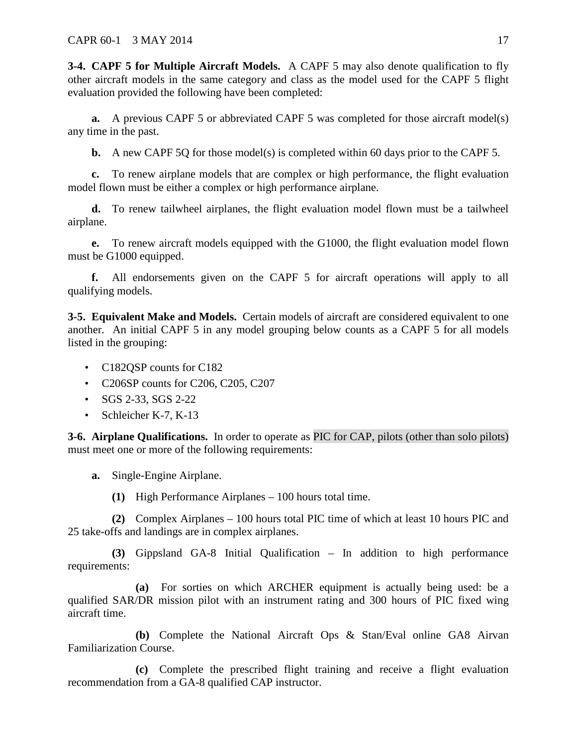**3-4. CAPF 5 for Multiple Aircraft Models.** A CAPF 5 may also denote qualification to fly other aircraft models in the same category and class as the model used for the CAPF 5 flight evaluation provided the following have been completed:

**a.** A previous CAPF 5 or abbreviated CAPF 5 was completed for those aircraft model(s) any time in the past.

**b.** A new CAPF 5Q for those model(s) is completed within 60 days prior to the CAPF 5.

**c.** To renew airplane models that are complex or high performance, the flight evaluation model flown must be either a complex or high performance airplane.

**d.** To renew tailwheel airplanes, the flight evaluation model flown must be a tailwheel airplane.

**e.** To renew aircraft models equipped with the G1000, the flight evaluation model flown must be G1000 equipped.

**f.** All endorsements given on the CAPF 5 for aircraft operations will apply to all qualifying models.

**3-5. Equivalent Make and Models.** Certain models of aircraft are considered equivalent to one another. An initial CAPF 5 in any model grouping below counts as a CAPF 5 for all models listed in the grouping:

- C182QSP counts for C182
- C206SP counts for C206, C205, C207
- SGS 2-33, SGS 2-22
- Schleicher K-7, K-13

**3-6. Airplane Qualifications.** In order to operate as PIC for CAP, pilots (other than solo pilots) must meet one or more of the following requirements:

**a.** Single-Engine Airplane.

**(1)** High Performance Airplanes – 100 hours total time.

**(2)** Complex Airplanes – 100 hours total PIC time of which at least 10 hours PIC and 25 take-offs and landings are in complex airplanes.

**(3)** Gippsland GA-8 Initial Qualification – In addition to high performance requirements:

**(a)** For sorties on which ARCHER equipment is actually being used: be a qualified SAR/DR mission pilot with an instrument rating and 300 hours of PIC fixed wing aircraft time.

**(b)** Complete the National Aircraft Ops & Stan/Eval online GA8 Airvan Familiarization Course.

**(c)** Complete the prescribed flight training and receive a flight evaluation recommendation from a GA-8 qualified CAP instructor.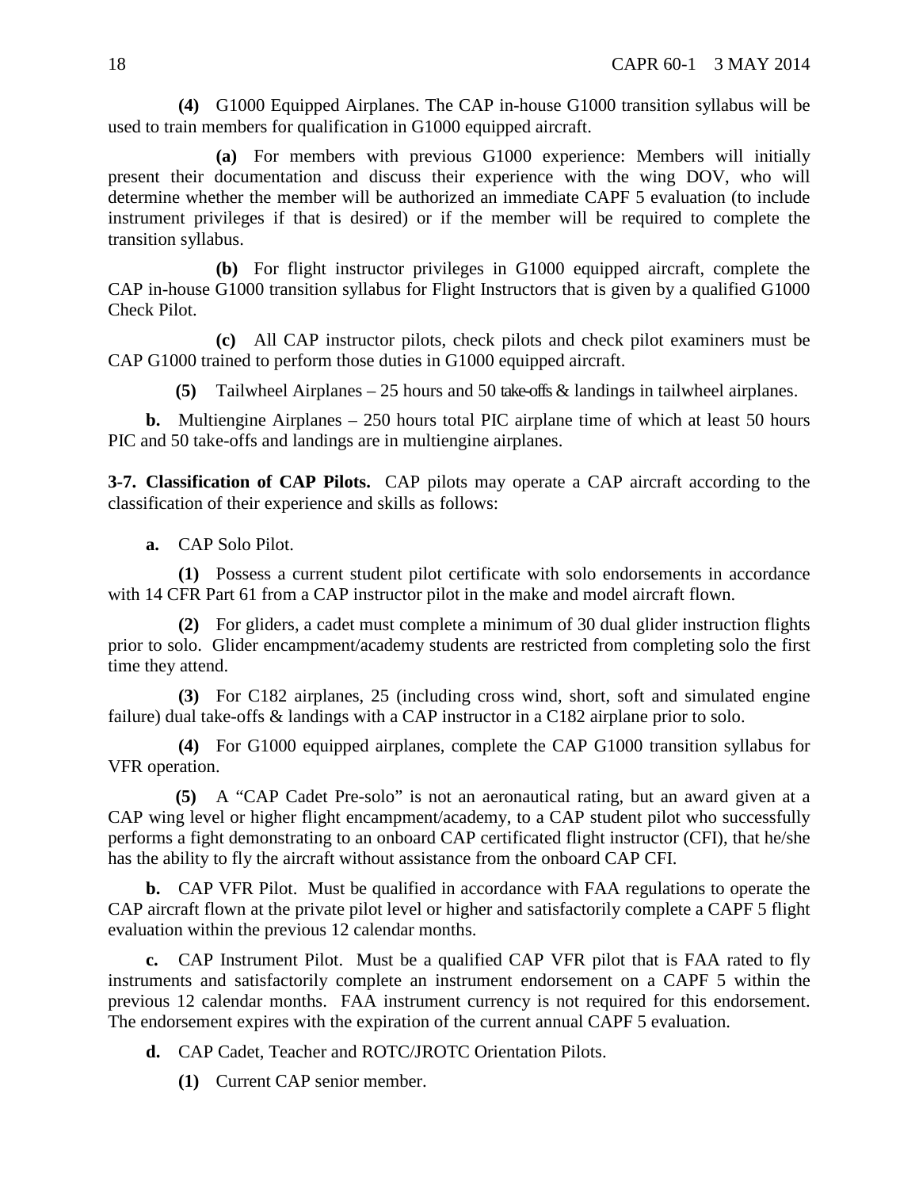**(4)** G1000 Equipped Airplanes. The CAP in-house G1000 transition syllabus will be used to train members for qualification in G1000 equipped aircraft.

**(a)** For members with previous G1000 experience: Members will initially present their documentation and discuss their experience with the wing DOV, who will determine whether the member will be authorized an immediate CAPF 5 evaluation (to include instrument privileges if that is desired) or if the member will be required to complete the transition syllabus.

**(b)** For flight instructor privileges in G1000 equipped aircraft, complete the CAP in-house G1000 transition syllabus for Flight Instructors that is given by a qualified G1000 Check Pilot.

**(c)** All CAP instructor pilots, check pilots and check pilot examiners must be CAP G1000 trained to perform those duties in G1000 equipped aircraft.

**(5)** Tailwheel Airplanes – 25 hours and 50 take-offs & landings in tailwheel airplanes.

**b.** Multiengine Airplanes – 250 hours total PIC airplane time of which at least 50 hours PIC and 50 take-offs and landings are in multiengine airplanes.

**3-7. Classification of CAP Pilots.** CAP pilots may operate a CAP aircraft according to the classification of their experience and skills as follows:

**a.** CAP Solo Pilot.

**(1)** Possess a current student pilot certificate with solo endorsements in accordance with 14 CFR Part 61 from a CAP instructor pilot in the make and model aircraft flown.

**(2)** For gliders, a cadet must complete a minimum of 30 dual glider instruction flights prior to solo. Glider encampment/academy students are restricted from completing solo the first time they attend.

**(3)** For C182 airplanes, 25 (including cross wind, short, soft and simulated engine failure) dual take-offs & landings with a CAP instructor in a C182 airplane prior to solo.

**(4)** For G1000 equipped airplanes, complete the CAP G1000 transition syllabus for VFR operation.

**(5)** A "CAP Cadet Pre-solo" is not an aeronautical rating, but an award given at a CAP wing level or higher flight encampment/academy, to a CAP student pilot who successfully performs a fight demonstrating to an onboard CAP certificated flight instructor (CFI), that he/she has the ability to fly the aircraft without assistance from the onboard CAP CFI.

**b.** CAP VFR Pilot. Must be qualified in accordance with FAA regulations to operate the CAP aircraft flown at the private pilot level or higher and satisfactorily complete a CAPF 5 flight evaluation within the previous 12 calendar months.

**c.** CAP Instrument Pilot. Must be a qualified CAP VFR pilot that is FAA rated to fly instruments and satisfactorily complete an instrument endorsement on a CAPF 5 within the previous 12 calendar months. FAA instrument currency is not required for this endorsement. The endorsement expires with the expiration of the current annual CAPF 5 evaluation.

**d.** CAP Cadet, Teacher and ROTC/JROTC Orientation Pilots.

**(1)** Current CAP senior member.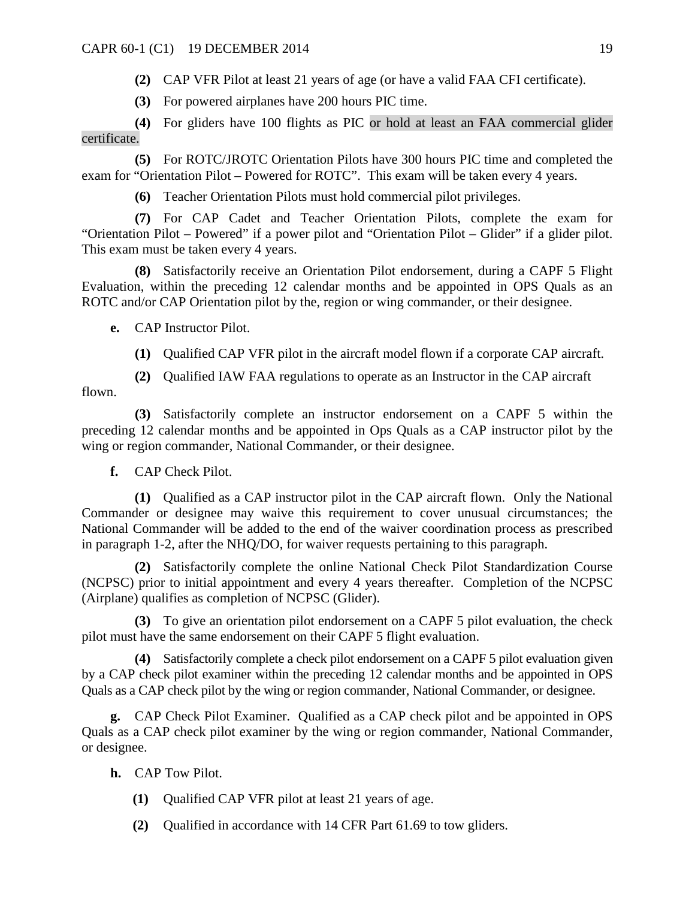**(2)** CAP VFR Pilot at least 21 years of age (or have a valid FAA CFI certificate).

**(3)** For powered airplanes have 200 hours PIC time.

**(4)** For gliders have 100 flights as PIC or hold at least an FAA commercial glider certificate.

**(5)** For ROTC/JROTC Orientation Pilots have 300 hours PIC time and completed the exam for "Orientation Pilot – Powered for ROTC". This exam will be taken every 4 years.

**(6)** Teacher Orientation Pilots must hold commercial pilot privileges.

**(7)** For CAP Cadet and Teacher Orientation Pilots, complete the exam for "Orientation Pilot – Powered" if a power pilot and "Orientation Pilot – Glider" if a glider pilot. This exam must be taken every 4 years.

**(8)** Satisfactorily receive an Orientation Pilot endorsement, during a CAPF 5 Flight Evaluation, within the preceding 12 calendar months and be appointed in OPS Quals as an ROTC and/or CAP Orientation pilot by the, region or wing commander, or their designee.

**e.** CAP Instructor Pilot.

**(1)** Qualified CAP VFR pilot in the aircraft model flown if a corporate CAP aircraft.

**(2)** Qualified IAW FAA regulations to operate as an Instructor in the CAP aircraft flown.

**(3)** Satisfactorily complete an instructor endorsement on a CAPF 5 within the preceding 12 calendar months and be appointed in Ops Quals as a CAP instructor pilot by the wing or region commander, National Commander, or their designee.

**f.** CAP Check Pilot.

**(1)** Qualified as a CAP instructor pilot in the CAP aircraft flown. Only the National Commander or designee may waive this requirement to cover unusual circumstances; the National Commander will be added to the end of the waiver coordination process as prescribed in paragraph 1-2, after the NHQ/DO, for waiver requests pertaining to this paragraph.

**(2)** Satisfactorily complete the online National Check Pilot Standardization Course (NCPSC) prior to initial appointment and every 4 years thereafter. Completion of the NCPSC (Airplane) qualifies as completion of NCPSC (Glider).

**(3)** To give an orientation pilot endorsement on a CAPF 5 pilot evaluation, the check pilot must have the same endorsement on their CAPF 5 flight evaluation.

**(4)** Satisfactorily complete a check pilot endorsement on a CAPF 5 pilot evaluation given by a CAP check pilot examiner within the preceding 12 calendar months and be appointed in OPS Quals as a CAP check pilot by the wing or region commander, National Commander, or designee.

**g.** CAP Check Pilot Examiner. Qualified as a CAP check pilot and be appointed in OPS Quals as a CAP check pilot examiner by the wing or region commander, National Commander, or designee.

**h.** CAP Tow Pilot.

**(1)** Qualified CAP VFR pilot at least 21 years of age.

**(2)** Qualified in accordance with 14 CFR Part 61.69 to tow gliders.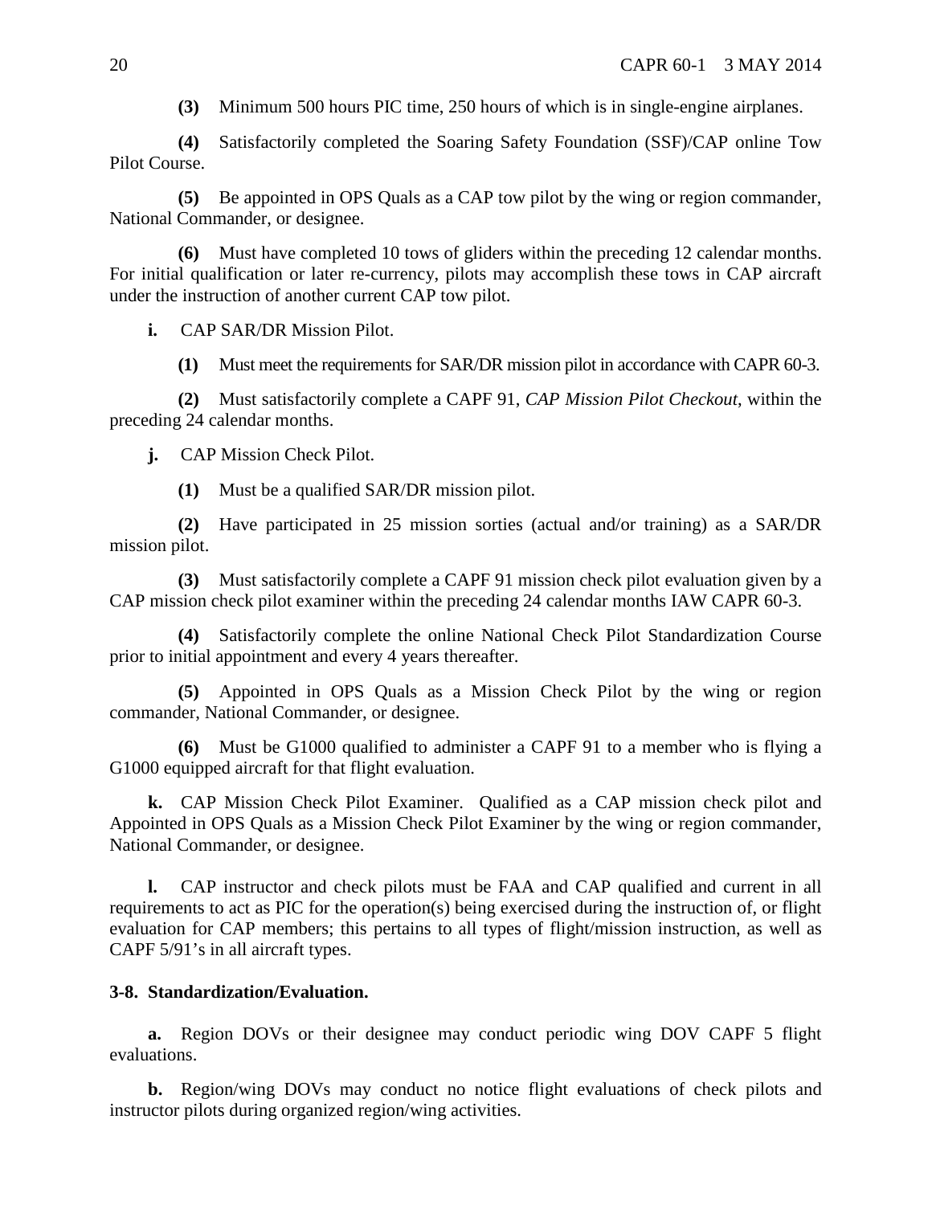**(3)** Minimum 500 hours PIC time, 250 hours of which is in single-engine airplanes.

**(4)** Satisfactorily completed the Soaring Safety Foundation (SSF)/CAP online Tow Pilot Course.

**(5)** Be appointed in OPS Quals as a CAP tow pilot by the wing or region commander, National Commander, or designee.

**(6)** Must have completed 10 tows of gliders within the preceding 12 calendar months. For initial qualification or later re-currency, pilots may accomplish these tows in CAP aircraft under the instruction of another current CAP tow pilot.

**i.** CAP SAR/DR Mission Pilot.

**(1)** Must meet the requirements for SAR/DR mission pilot in accordance with CAPR 60-3.

**(2)** Must satisfactorily complete a CAPF 91, *CAP Mission Pilot Checkout*, within the preceding 24 calendar months.

**j.** CAP Mission Check Pilot.

**(1)** Must be a qualified SAR/DR mission pilot.

**(2)** Have participated in 25 mission sorties (actual and/or training) as a SAR/DR mission pilot.

**(3)** Must satisfactorily complete a CAPF 91 mission check pilot evaluation given by a CAP mission check pilot examiner within the preceding 24 calendar months IAW CAPR 60-3.

**(4)** Satisfactorily complete the online National Check Pilot Standardization Course prior to initial appointment and every 4 years thereafter.

**(5)** Appointed in OPS Quals as a Mission Check Pilot by the wing or region commander, National Commander, or designee.

**(6)** Must be G1000 qualified to administer a CAPF 91 to a member who is flying a G1000 equipped aircraft for that flight evaluation.

**k.** CAP Mission Check Pilot Examiner. Qualified as a CAP mission check pilot and Appointed in OPS Quals as a Mission Check Pilot Examiner by the wing or region commander, National Commander, or designee.

**l.** CAP instructor and check pilots must be FAA and CAP qualified and current in all requirements to act as PIC for the operation(s) being exercised during the instruction of, or flight evaluation for CAP members; this pertains to all types of flight/mission instruction, as well as CAPF 5/91's in all aircraft types.

**3-8. Standardization/Evaluation.**

**a.** Region DOVs or their designee may conduct periodic wing DOV CAPF 5 flight evaluations.

**b.** Region/wing DOVs may conduct no notice flight evaluations of check pilots and instructor pilots during organized region/wing activities.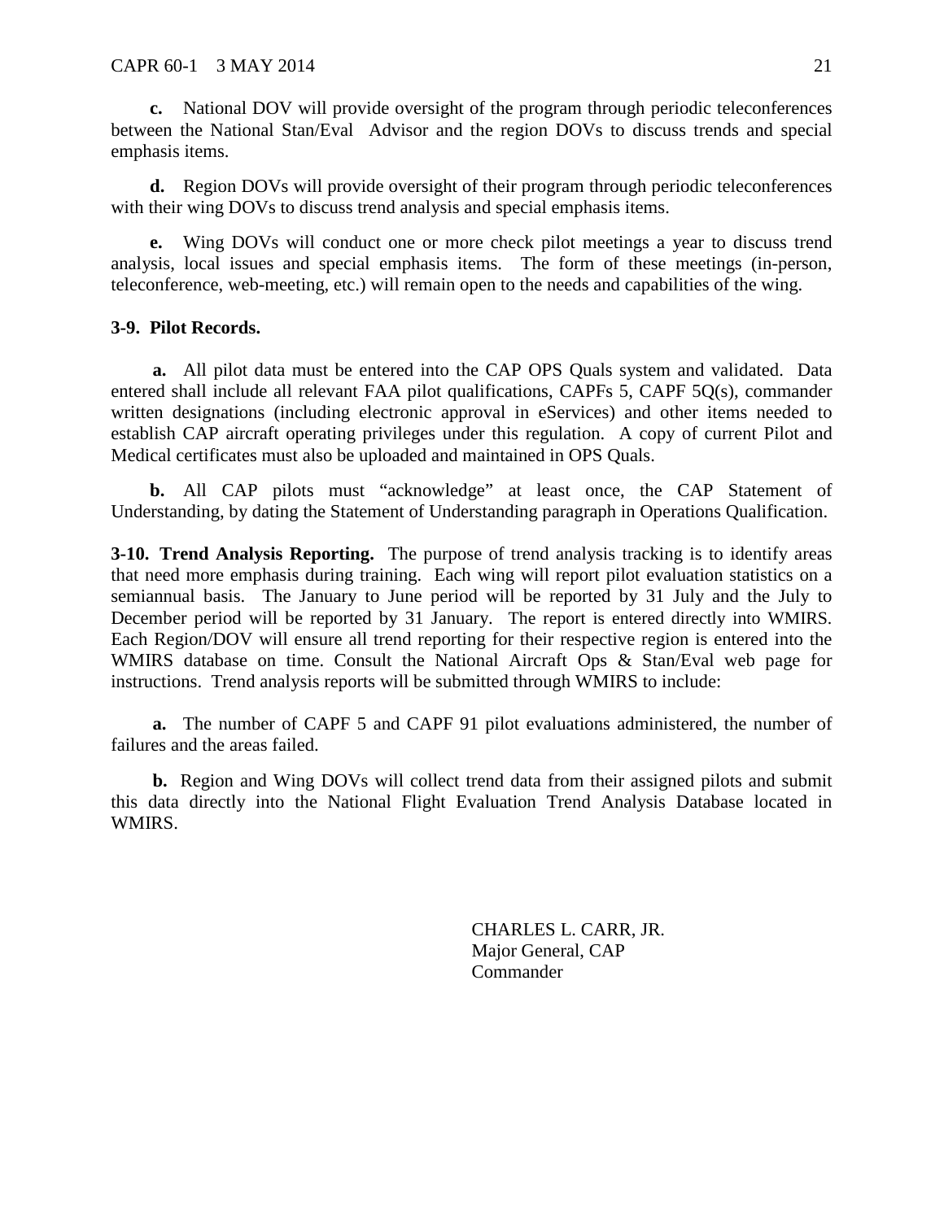**c.** National DOV will provide oversight of the program through periodic teleconferences between the National Stan/Eval Advisor and the region DOVs to discuss trends and special emphasis items.

**d.** Region DOVs will provide oversight of their program through periodic teleconferences with their wing DOVs to discuss trend analysis and special emphasis items.

**e.** Wing DOVs will conduct one or more check pilot meetings a year to discuss trend analysis, local issues and special emphasis items. The form of these meetings (in-person, teleconference, web-meeting, etc.) will remain open to the needs and capabilities of the wing.

**3-9. Pilot Records.**

**a.** All pilot data must be entered into the CAP OPS Quals system and validated. Data entered shall include all relevant FAA pilot qualifications, CAPFs 5, CAPF 5Q(s), commander written designations (including electronic approval in eServices) and other items needed to establish CAP aircraft operating privileges under this regulation. A copy of current Pilot and Medical certificates must also be uploaded and maintained in OPS Quals.

**b.** All CAP pilots must "acknowledge" at least once, the CAP Statement of Understanding, by dating the Statement of Understanding paragraph in Operations Qualification.

**3-10. Trend Analysis Reporting.** The purpose of trend analysis tracking is to identify areas that need more emphasis during training. Each wing will report pilot evaluation statistics on a semiannual basis. The January to June period will be reported by 31 July and the July to December period will be reported by 31 January. The report is entered directly into WMIRS. Each Region/DOV will ensure all trend reporting for their respective region is entered into the WMIRS database on time. Consult the National Aircraft Ops & Stan/Eval web page for instructions. Trend analysis reports will be submitted through WMIRS to include:

**a.** The number of CAPF 5 and CAPF 91 pilot evaluations administered, the number of failures and the areas failed.

**b.** Region and Wing DOVs will collect trend data from their assigned pilots and submit this data directly into the National Flight Evaluation Trend Analysis Database located in WMIRS.

CHARLES L. CARR, JR.
Major General, CAP
Commander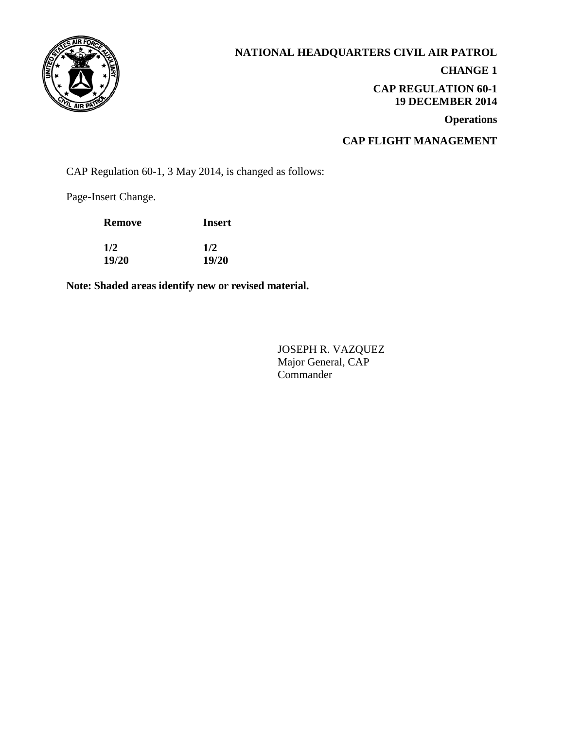**NATIONAL HEADQUARTERS CIVIL AIR PATROL**

**CHANGE 1**

**CAP REGULATION 60-1**
**19 DECEMBER 2014**

**Operations**

**CAP FLIGHT MANAGEMENT**

CAP Regulation 60-1, 3 May 2014, is changed as follows:

Page-Insert Change.

| **Remove** | **Insert** |
|---|---|
| **1/2** | **1/2** |
| **19/20** | **19/20** |

**Note: Shaded areas identify new or revised material.**

JOSEPH R. VAZQUEZ
Major General, CAP
Commander